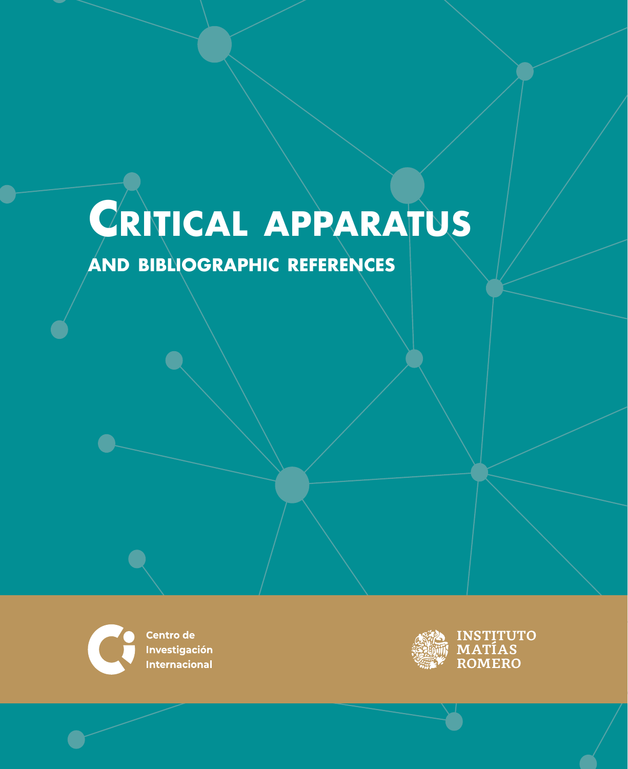# Critical apparatus

## and bibliographic references

Centro de Investigación Internacional

Instituto Matías Romero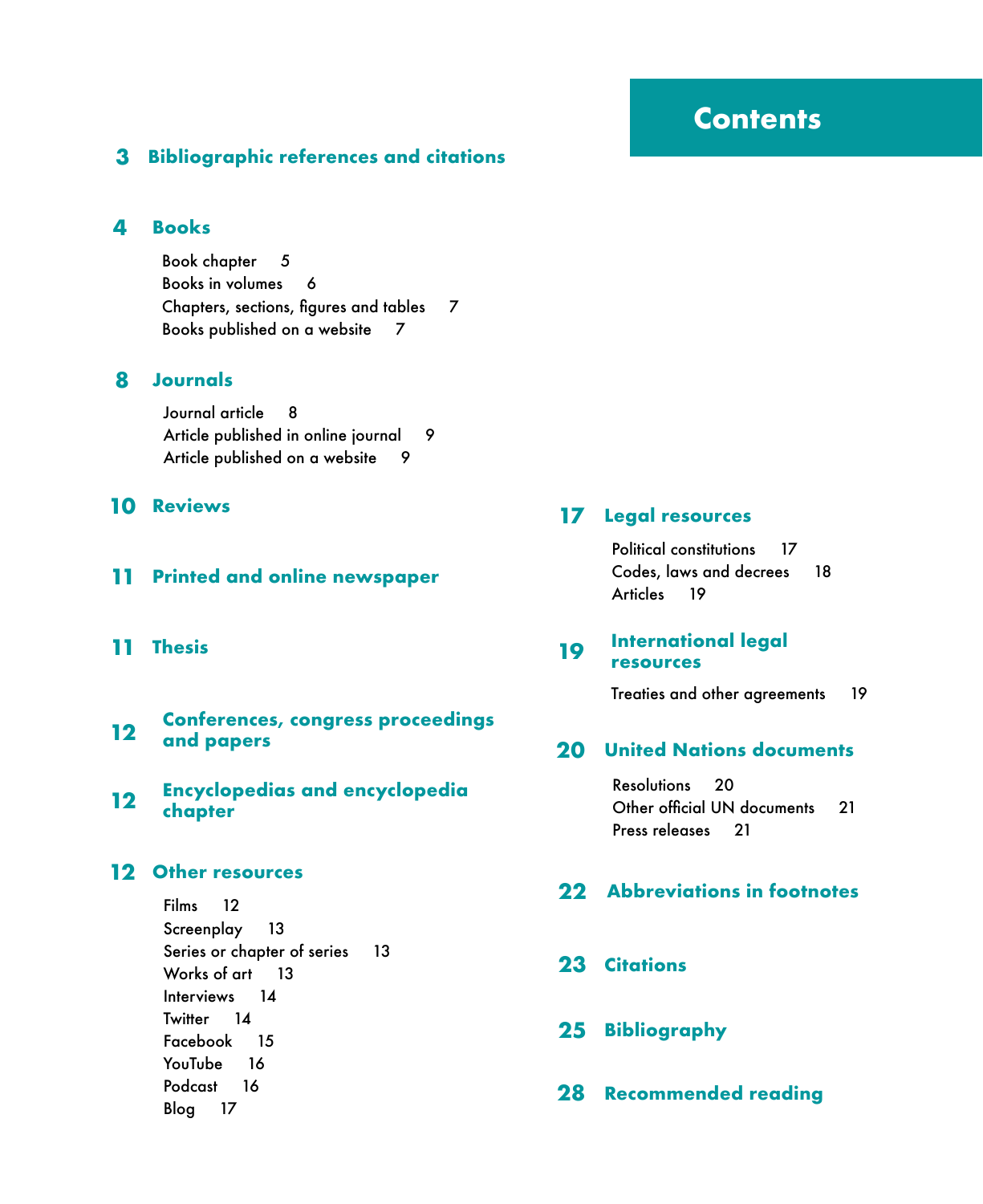# Contents

**3 Bibliographic references and citations**

**4 Books**

- Book chapter 5
- Books in volumes 6
- Chapters, sections, figures and tables 7
- Books published on a website 7

**8 Journals**

- Journal article 8
- Article published in online journal 9
- Article published on a website 9

**10 Reviews**

**11 Printed and online newspaper**

**11 Thesis**

**12 Conferences, congress proceedings and papers**

**12 Encyclopedias and encyclopedia chapter**

**12 Other resources**

- Films 12
- Screenplay 13
- Series or chapter of series 13
- Works of art 13
- Interviews 14
- Twitter 14
- Facebook 15
- YouTube 16
- Podcast 16
- Blog 17

**17 Legal resources**

- Political constitutions 17
- Codes, laws and decrees 18
- Articles 19

**19 International legal resources**

- Treaties and other agreements 19

**20 United Nations documents**

- Resolutions 20
- Other official UN documents 21
- Press releases 21

**22 Abbreviations in footnotes**

**23 Citations**

**25 Bibliography**

**28 Recommended reading**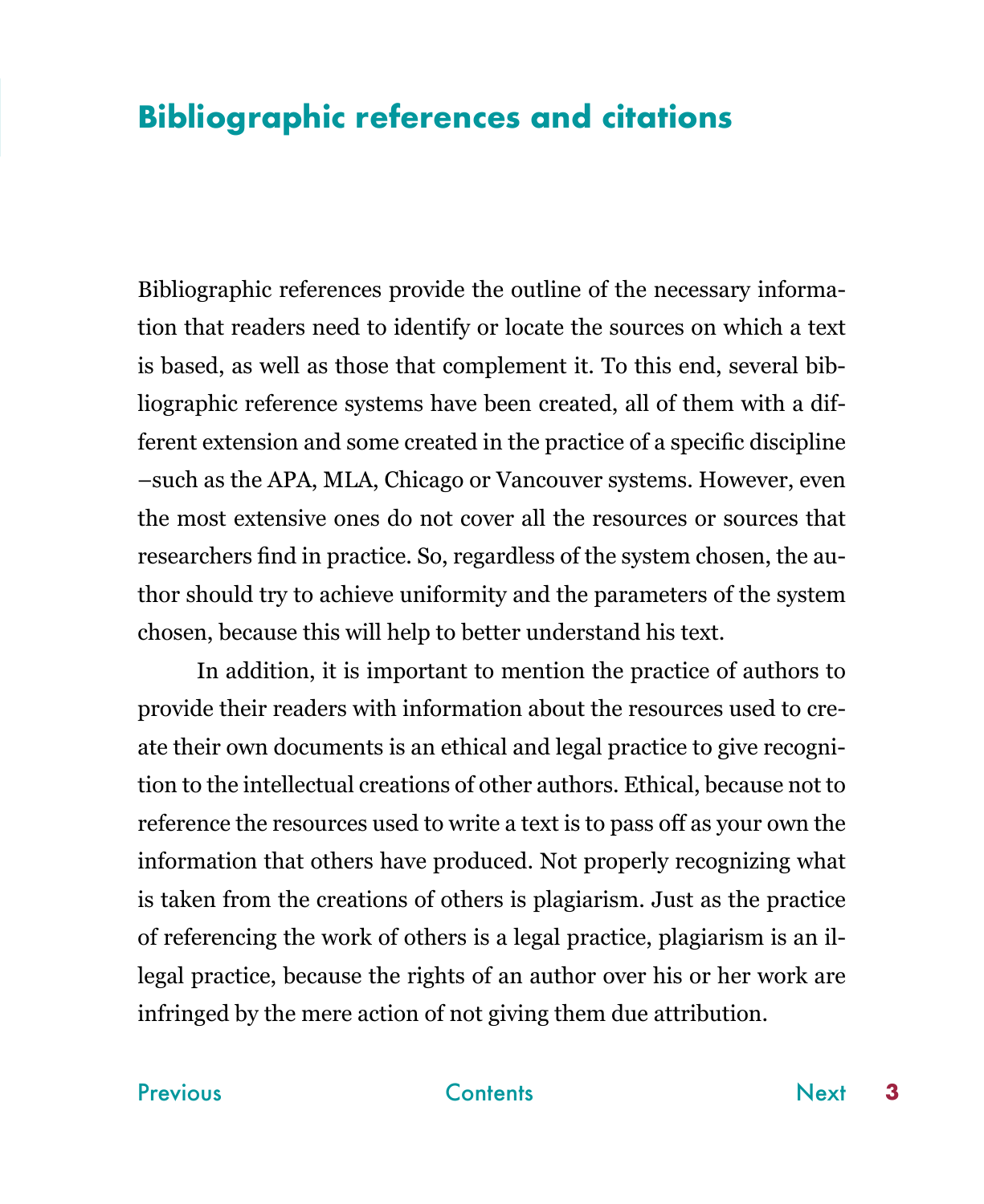# Bibliographic references and citations

Bibliographic references provide the outline of the necessary information that readers need to identify or locate the sources on which a text is based, as well as those that complement it. To this end, several bibliographic reference systems have been created, all of them with a different extension and some created in the practice of a specific discipline –such as the APA, MLA, Chicago or Vancouver systems. However, even the most extensive ones do not cover all the resources or sources that researchers find in practice. So, regardless of the system chosen, the author should try to achieve uniformity and the parameters of the system chosen, because this will help to better understand his text.

In addition, it is important to mention the practice of authors to provide their readers with information about the resources used to create their own documents is an ethical and legal practice to give recognition to the intellectual creations of other authors. Ethical, because not to reference the resources used to write a text is to pass off as your own the information that others have produced. Not properly recognizing what is taken from the creations of others is plagiarism. Just as the practice of referencing the work of others is a legal practice, plagiarism is an illegal practice, because the rights of an author over his or her work are infringed by the mere action of not giving them due attribution.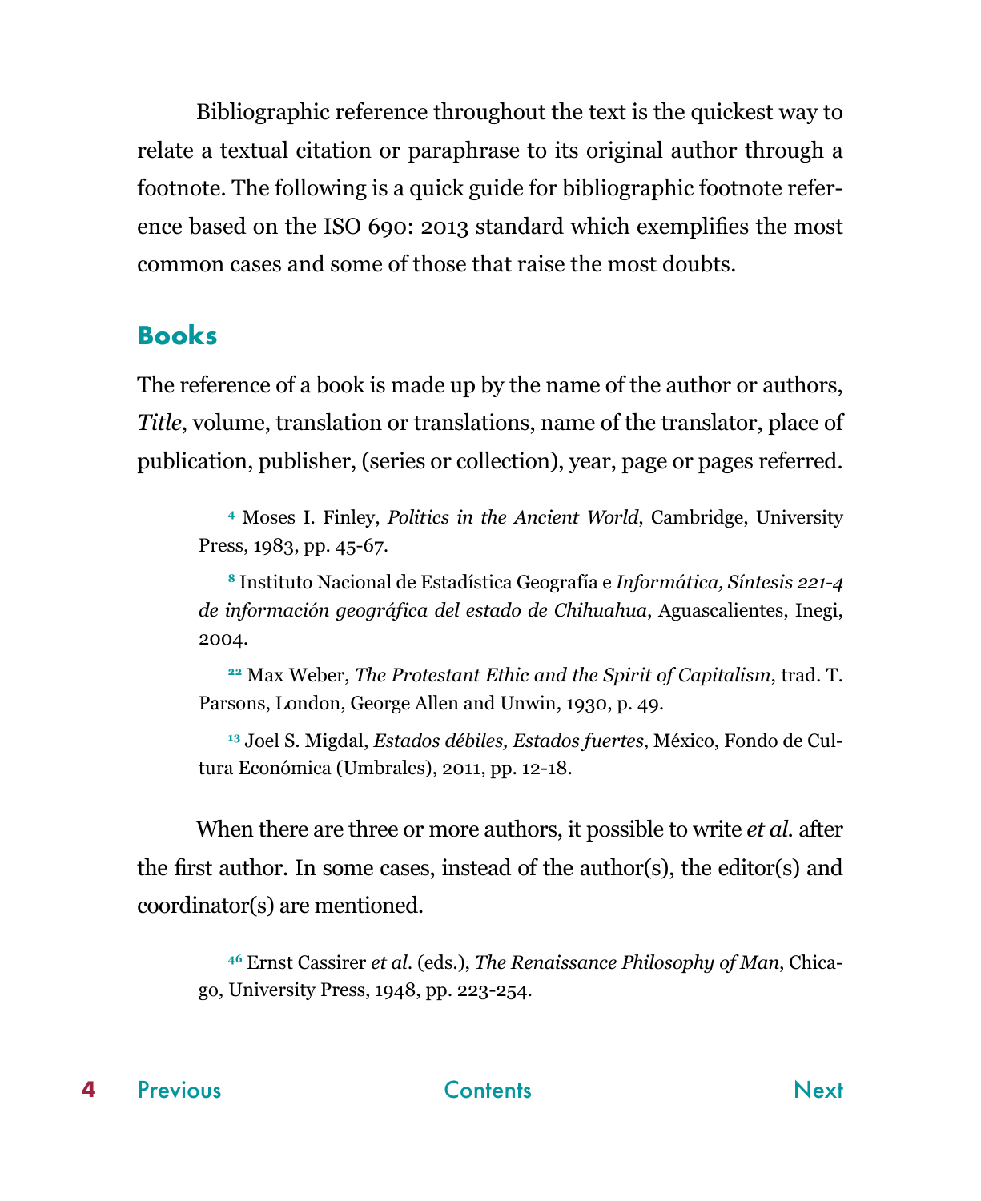Bibliographic reference throughout the text is the quickest way to relate a textual citation or paraphrase to its original author through a footnote. The following is a quick guide for bibliographic footnote reference based on the ISO 690: 2013 standard which exemplifies the most common cases and some of those that raise the most doubts.

## Books

The reference of a book is made up by the name of the author or authors, *Title*, volume, translation or translations, name of the translator, place of publication, publisher, (series or collection), year, page or pages referred.

> [4] Moses I. Finley, *Politics in the Ancient World*, Cambridge, University Press, 1983, pp. 45-67.
>
> [8] Instituto Nacional de Estadística Geografía e *Informática, Síntesis 221-4 de información geográfica del estado de Chihuahua*, Aguascalientes, Inegi, 2004.
>
> [22] Max Weber, *The Protestant Ethic and the Spirit of Capitalism*, trad. T. Parsons, London, George Allen and Unwin, 1930, p. 49.
>
> [13] Joel S. Migdal, *Estados débiles, Estados fuertes*, México, Fondo de Cultura Económica (Umbrales), 2011, pp. 12-18.

When there are three or more authors, it possible to write *et al.* after the first author. In some cases, instead of the author(s), the editor(s) and coordinator(s) are mentioned.

> [46] Ernst Cassirer *et al.* (eds.), *The Renaissance Philosophy of Man*, Chicago, University Press, 1948, pp. 223-254.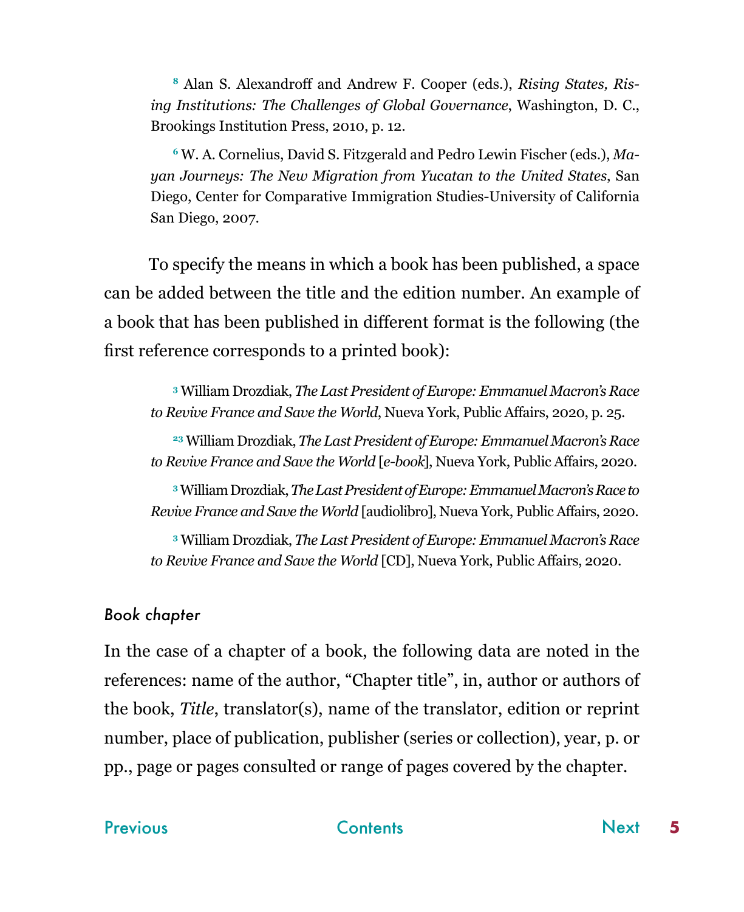[8] Alan S. Alexandroff and Andrew F. Cooper (eds.), *Rising States, Rising Institutions: The Challenges of Global Governance*, Washington, D. C., Brookings Institution Press, 2010, p. 12.

[6] W. A. Cornelius, David S. Fitzgerald and Pedro Lewin Fischer (eds.), *Mayan Journeys: The New Migration from Yucatan to the United States*, San Diego, Center for Comparative Immigration Studies-University of California San Diego, 2007.

To specify the means in which a book has been published, a space can be added between the title and the edition number. An example of a book that has been published in different format is the following (the first reference corresponds to a printed book):

[3] William Drozdiak, *The Last President of Europe: Emmanuel Macron's Race to Revive France and Save the World*, Nueva York, Public Affairs, 2020, p. 25.

[23] William Drozdiak, *The Last President of Europe: Emmanuel Macron's Race to Revive France and Save the World* [*e-book*], Nueva York, Public Affairs, 2020.

[3] William Drozdiak, *The Last President of Europe: Emmanuel Macron's Race to Revive France and Save the World* [audiolibro], Nueva York, Public Affairs, 2020.

[3] William Drozdiak, *The Last President of Europe: Emmanuel Macron's Race to Revive France and Save the World* [CD], Nueva York, Public Affairs, 2020.

### *Book chapter*

In the case of a chapter of a book, the following data are noted in the references: name of the author, "Chapter title", in, author or authors of the book, *Title*, translator(s), name of the translator, edition or reprint number, place of publication, publisher (series or collection), year, p. or pp., page or pages consulted or range of pages covered by the chapter.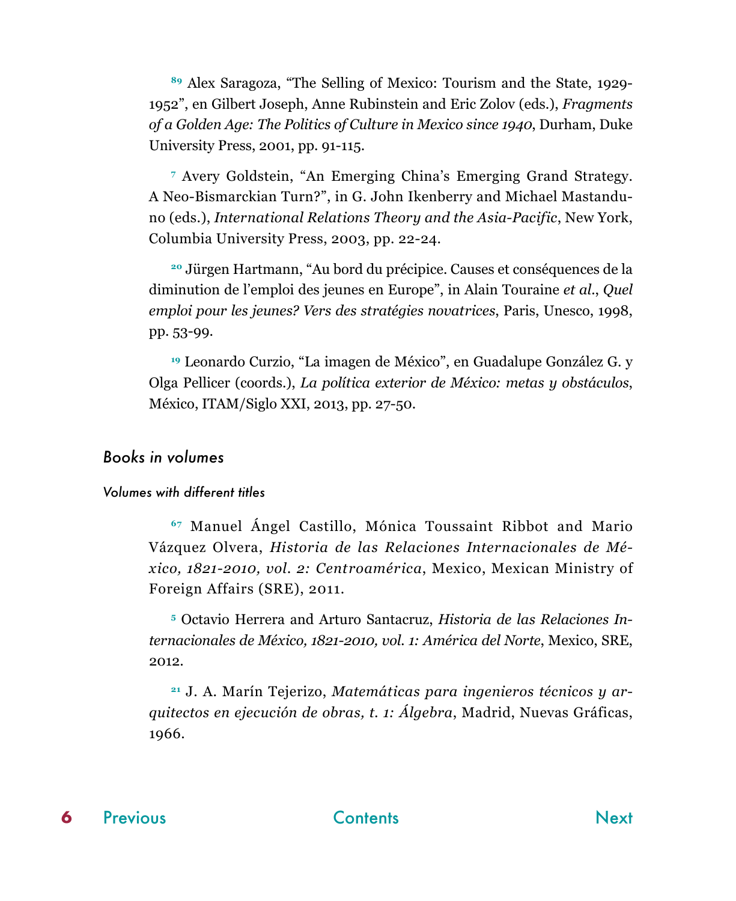[89] Alex Saragoza, “The Selling of Mexico: Tourism and the State, 1929-1952”, en Gilbert Joseph, Anne Rubinstein and Eric Zolov (eds.), *Fragments of a Golden Age: The Politics of Culture in Mexico since 1940*, Durham, Duke University Press, 2001, pp. 91-115.

[7] Avery Goldstein, “An Emerging China’s Emerging Grand Strategy. A Neo-Bismarckian Turn?”, in G. John Ikenberry and Michael Mastanduno (eds.), *International Relations Theory and the Asia-Pacific*, New York, Columbia University Press, 2003, pp. 22-24.

[20] Jürgen Hartmann, “Au bord du précipice. Causes et conséquences de la diminution de l’emploi des jeunes en Europe”, in Alain Touraine *et al.*, *Quel emploi pour les jeunes? Vers des stratégies novatrices*, Paris, Unesco, 1998, pp. 53-99.

[19] Leonardo Curzio, “La imagen de México”, en Guadalupe González G. y Olga Pellicer (coords.), *La política exterior de México: metas y obstáculos*, México, ITAM/Siglo XXI, 2013, pp. 27-50.

## *Books in volumes*

### *Volumes with different titles*

[67] Manuel Ángel Castillo, Mónica Toussaint Ribbot and Mario Vázquez Olvera, *Historia de las Relaciones Internacionales de México, 1821-2010, vol. 2: Centroamérica*, Mexico, Mexican Ministry of Foreign Affairs (SRE), 2011.

[5] Octavio Herrera and Arturo Santacruz, *Historia de las Relaciones Internacionales de México, 1821-2010, vol. 1: América del Norte*, Mexico, SRE, 2012.

[21] J. A. Marín Tejerizo, *Matemáticas para ingenieros técnicos y arquitectos en ejecución de obras, t. 1: Álgebra*, Madrid, Nuevas Gráficas, 1966.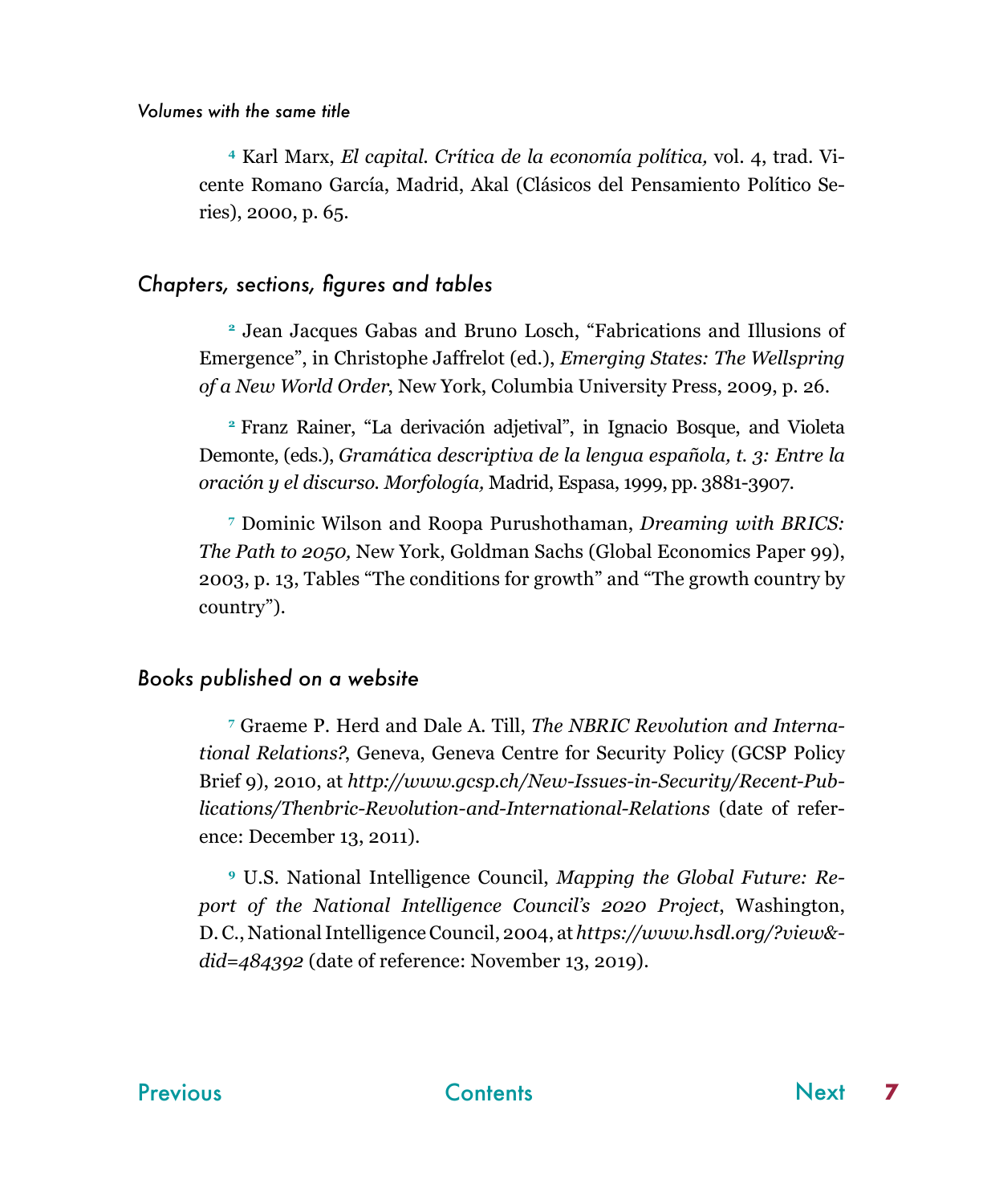### *Volumes with the same title*

[4] Karl Marx, *El capital. Crítica de la economía política,* vol. 4, trad. Vicente Romano García, Madrid, Akal (Clásicos del Pensamiento Político Series), 2000, p. 65.

### *Chapters, sections, figures and tables*

[2] Jean Jacques Gabas and Bruno Losch, "Fabrications and Illusions of Emergence", in Christophe Jaffrelot (ed.), *Emerging States: The Wellspring of a New World Order*, New York, Columbia University Press, 2009, p. 26.

[2] Franz Rainer, "La derivación adjetival", in Ignacio Bosque, and Violeta Demonte, (eds.), *Gramática descriptiva de la lengua española, t. 3: Entre la oración y el discurso. Morfología,* Madrid, Espasa, 1999, pp. 3881-3907.

[7] Dominic Wilson and Roopa Purushothaman, *Dreaming with BRICS: The Path to 2050,* New York, Goldman Sachs (Global Economics Paper 99), 2003, p. 13, Tables "The conditions for growth" and "The growth country by country").

### *Books published on a website*

[7] Graeme P. Herd and Dale A. Till, *The NBRIC Revolution and International Relations?*, Geneva, Geneva Centre for Security Policy (GCSP Policy Brief 9), 2010, at *http://www.gcsp.ch/New-Issues-in-Security/Recent-Publications/Thenbric-Revolution-and-International-Relations* (date of reference: December 13, 2011).

[9] U.S. National Intelligence Council, *Mapping the Global Future: Report of the National Intelligence Council's 2020 Project*, Washington, D. C., National Intelligence Council, 2004, at *https://www.hsdl.org/?view&did=484392* (date of reference: November 13, 2019).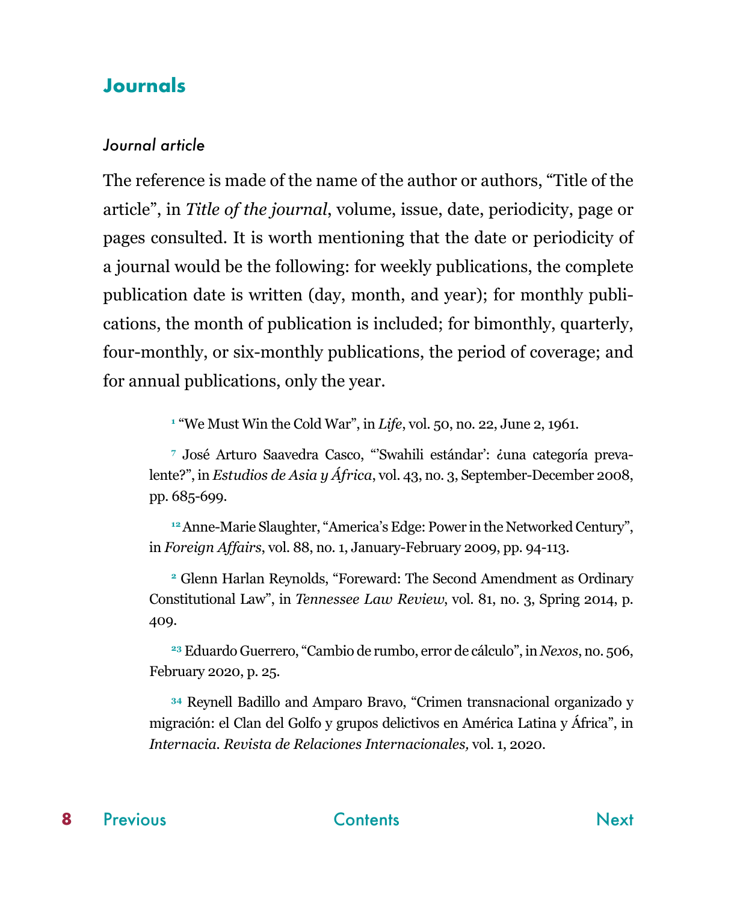## Journals

### *Journal article*

The reference is made of the name of the author or authors, "Title of the article", in *Title of the journal*, volume, issue, date, periodicity, page or pages consulted. It is worth mentioning that the date or periodicity of a journal would be the following: for weekly publications, the complete publication date is written (day, month, and year); for monthly publications, the month of publication is included; for bimonthly, quarterly, four-monthly, or six-monthly publications, the period of coverage; and for annual publications, only the year.

> [1] "We Must Win the Cold War", in *Life*, vol. 50, no. 22, June 2, 1961.
>
> [7] José Arturo Saavedra Casco, "'Swahili estándar': ¿una categoría prevalente?", in *Estudios de Asia y África*, vol. 43, no. 3, September-December 2008, pp. 685-699.
>
> [12] Anne-Marie Slaughter, "America's Edge: Power in the Networked Century", in *Foreign Affairs*, vol. 88, no. 1, January-February 2009, pp. 94-113.
>
> [2] Glenn Harlan Reynolds, "Foreward: The Second Amendment as Ordinary Constitutional Law", in *Tennessee Law Review*, vol. 81, no. 3, Spring 2014, p. 409.
>
> [23] Eduardo Guerrero, "Cambio de rumbo, error de cálculo", in *Nexos*, no. 506, February 2020, p. 25.
>
> [34] Reynell Badillo and Amparo Bravo, "Crimen transnacional organizado y migración: el Clan del Golfo y grupos delictivos en América Latina y África", in *Internacia. Revista de Relaciones Internacionales,* vol. 1, 2020.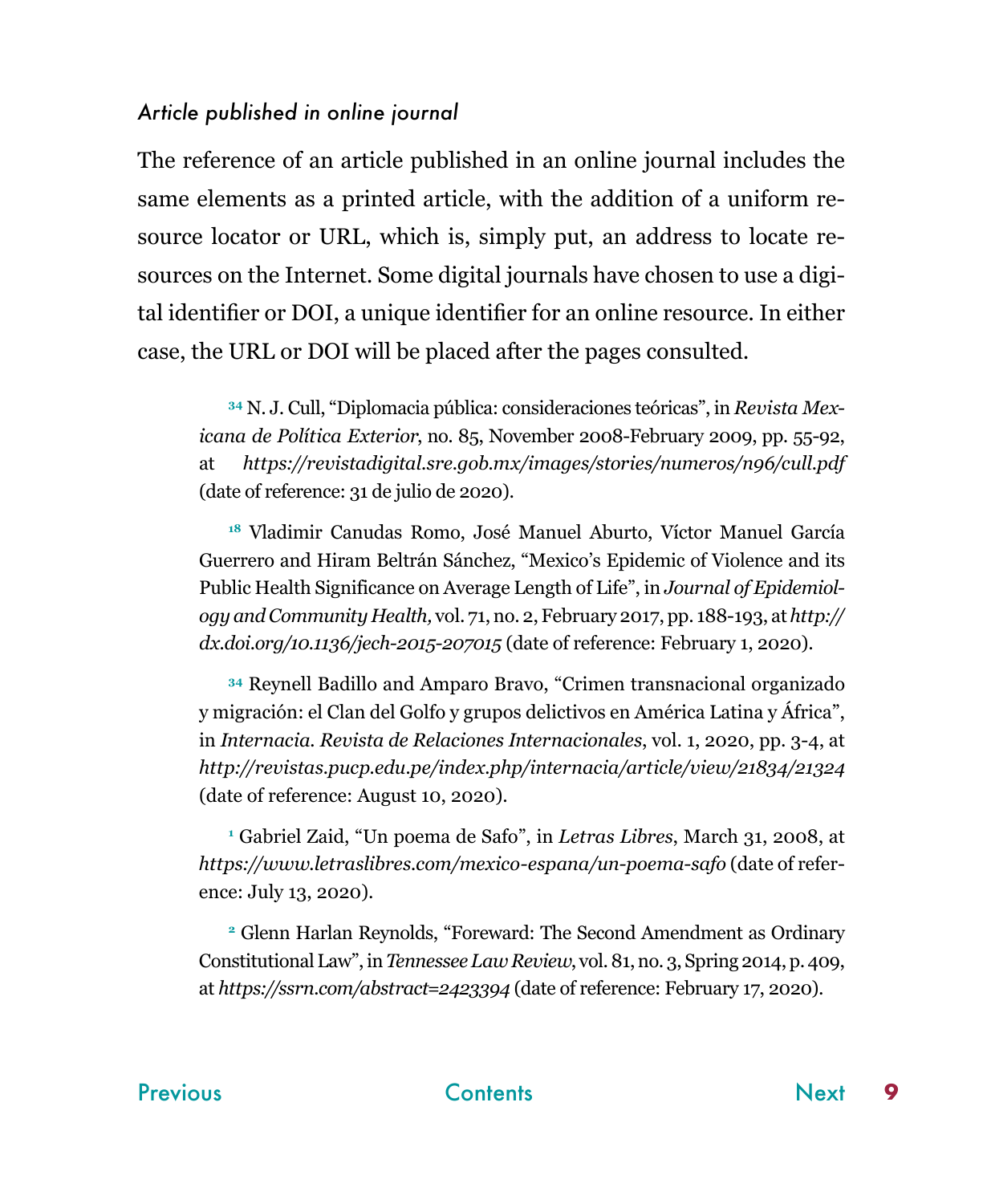*Article published in online journal*

The reference of an article published in an online journal includes the same elements as a printed article, with the addition of a uniform resource locator or URL, which is, simply put, an address to locate resources on the Internet. Some digital journals have chosen to use a digital identifier or DOI, a unique identifier for an online resource. In either case, the URL or DOI will be placed after the pages consulted.

> [34] N. J. Cull, "Diplomacia pública: consideraciones teóricas", in *Revista Mexicana de Política Exterior*, no. 85, November 2008-February 2009, pp. 55-92, at *https://revistadigital.sre.gob.mx/images/stories/numeros/n96/cull.pdf* (date of reference: 31 de julio de 2020).

> [18] Vladimir Canudas Romo, José Manuel Aburto, Víctor Manuel García Guerrero and Hiram Beltrán Sánchez, "Mexico's Epidemic of Violence and its Public Health Significance on Average Length of Life", in *Journal of Epidemiology and Community Health,* vol. 71, no. 2, February 2017, pp. 188-193, at *http://dx.doi.org/10.1136/jech-2015-207015* (date of reference: February 1, 2020).

> [34] Reynell Badillo and Amparo Bravo, "Crimen transnacional organizado y migración: el Clan del Golfo y grupos delictivos en América Latina y África", in *Internacia. Revista de Relaciones Internacionales*, vol. 1, 2020, pp. 3-4, at *http://revistas.pucp.edu.pe/index.php/internacia/article/view/21834/21324* (date of reference: August 10, 2020).

> [1] Gabriel Zaid, "Un poema de Safo", in *Letras Libres*, March 31, 2008, at *https://www.letraslibres.com/mexico-espana/un-poema-safo* (date of reference: July 13, 2020).

> [2] Glenn Harlan Reynolds, "Foreward: The Second Amendment as Ordinary Constitutional Law", in *Tennessee Law Review,* vol. 81, no. 3, Spring 2014, p. 409, at *https://ssrn.com/abstract=2423394* (date of reference: February 17, 2020).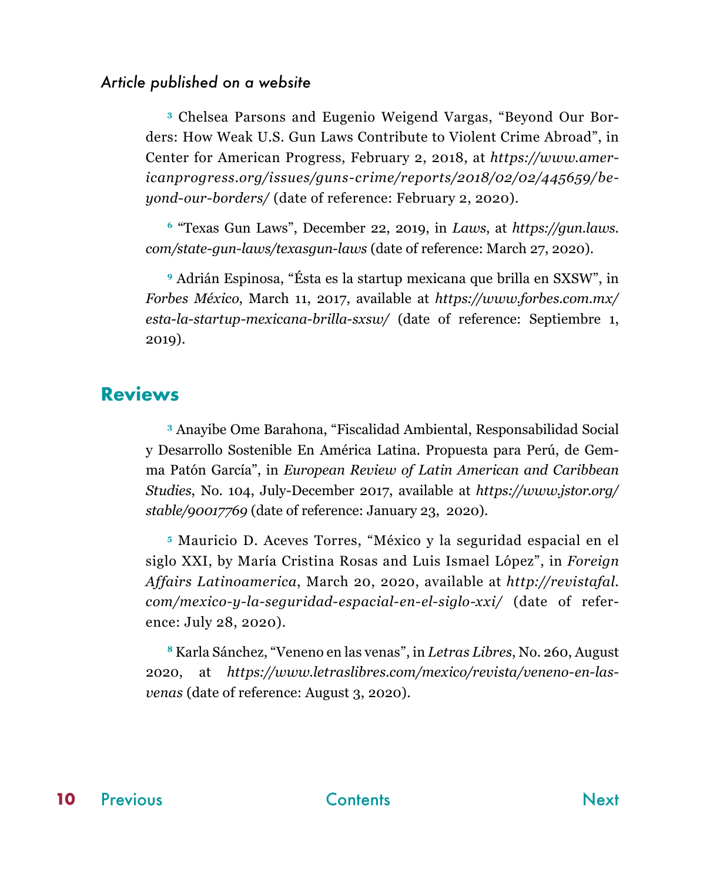*Article published on a website*

[3] Chelsea Parsons and Eugenio Weigend Vargas, "Beyond Our Borders: How Weak U.S. Gun Laws Contribute to Violent Crime Abroad", in Center for American Progress, February 2, 2018, at *https://www.americanprogress.org/issues/guns-crime/reports/2018/02/02/445659/beyond-our-borders/* (date of reference: February 2, 2020).

[6] "Texas Gun Laws", December 22, 2019, in *Laws*, at *https://gun.laws.com/state-gun-laws/texasgun-laws* (date of reference: March 27, 2020).

[9] Adrián Espinosa, "Ésta es la startup mexicana que brilla en SXSW", in *Forbes México*, March 11, 2017, available at *https://www.forbes.com.mx/esta-la-startup-mexicana-brilla-sxsw/* (date of reference: Septiembre 1, 2019).

## Reviews

[3] Anayibe Ome Barahona, "Fiscalidad Ambiental, Responsabilidad Social y Desarrollo Sostenible En América Latina. Propuesta para Perú, de Gemma Patón García", in *European Review of Latin American and Caribbean Studies*, No. 104, July-December 2017, available at *https://www.jstor.org/stable/90017769* (date of reference: January 23, 2020).

[5] Mauricio D. Aceves Torres, "México y la seguridad espacial en el siglo XXI, by María Cristina Rosas and Luis Ismael López", in *Foreign Affairs Latinoamerica*, March 20, 2020, available at *http://revistafal.com/mexico-y-la-seguridad-espacial-en-el-siglo-xxi/* (date of reference: July 28, 2020).

[8] Karla Sánchez, "Veneno en las venas", in *Letras Libres*, No. 260, August 2020, at *https://www.letraslibres.com/mexico/revista/veneno-en-las-venas* (date of reference: August 3, 2020).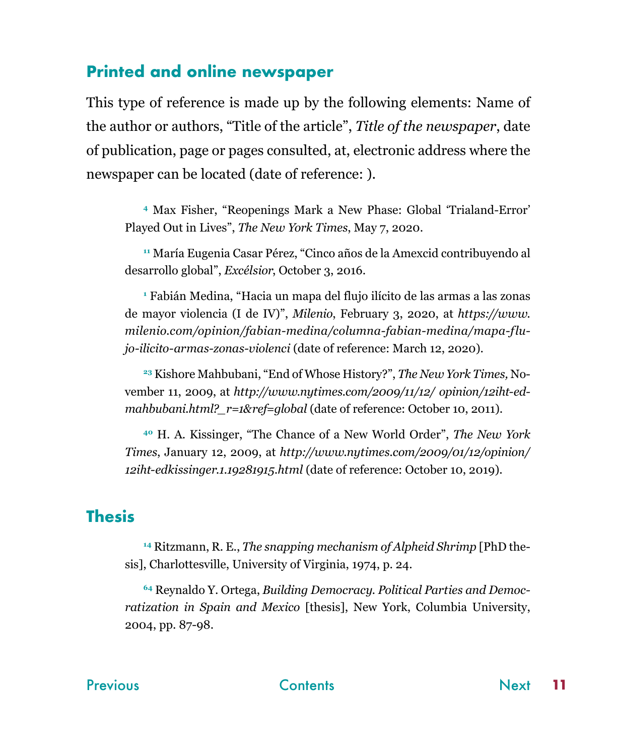## Printed and online newspaper

This type of reference is made up by the following elements: Name of the author or authors, "Title of the article", *Title of the newspaper*, date of publication, page or pages consulted, at, electronic address where the newspaper can be located (date of reference: ).

[4] Max Fisher, "Reopenings Mark a New Phase: Global 'Trialand-Error' Played Out in Lives", *The New York Times*, May 7, 2020.

[11] María Eugenia Casar Pérez, "Cinco años de la Amexcid contribuyendo al desarrollo global", *Excélsior*, October 3, 2016.

[1] Fabián Medina, "Hacia un mapa del flujo ilícito de las armas a las zonas de mayor violencia (I de IV)", *Milenio*, February 3, 2020, at *https://www.milenio.com/opinion/fabian-medina/columna-fabian-medina/mapa-flujo-ilicito-armas-zonas-violenci* (date of reference: March 12, 2020).

[23] Kishore Mahbubani, "End of Whose History?", *The New York Times,* November 11, 2009, at *http://www.nytimes.com/2009/11/12/ opinion/12iht-edmahbubani.html?_r=1&ref=global* (date of reference: October 10, 2011).

[40] H. A. Kissinger, "The Chance of a New World Order", *The New York Times*, January 12, 2009, at *http://www.nytimes.com/2009/01/12/opinion/12iht-edkissinger.1.19281915.html* (date of reference: October 10, 2019).

## Thesis

[14] Ritzmann, R. E., *The snapping mechanism of Alpheid Shrimp* [PhD thesis], Charlottesville, University of Virginia, 1974, p. 24.

[64] Reynaldo Y. Ortega, *Building Democracy. Political Parties and Democratization in Spain and Mexico* [thesis], New York, Columbia University, 2004, pp. 87-98.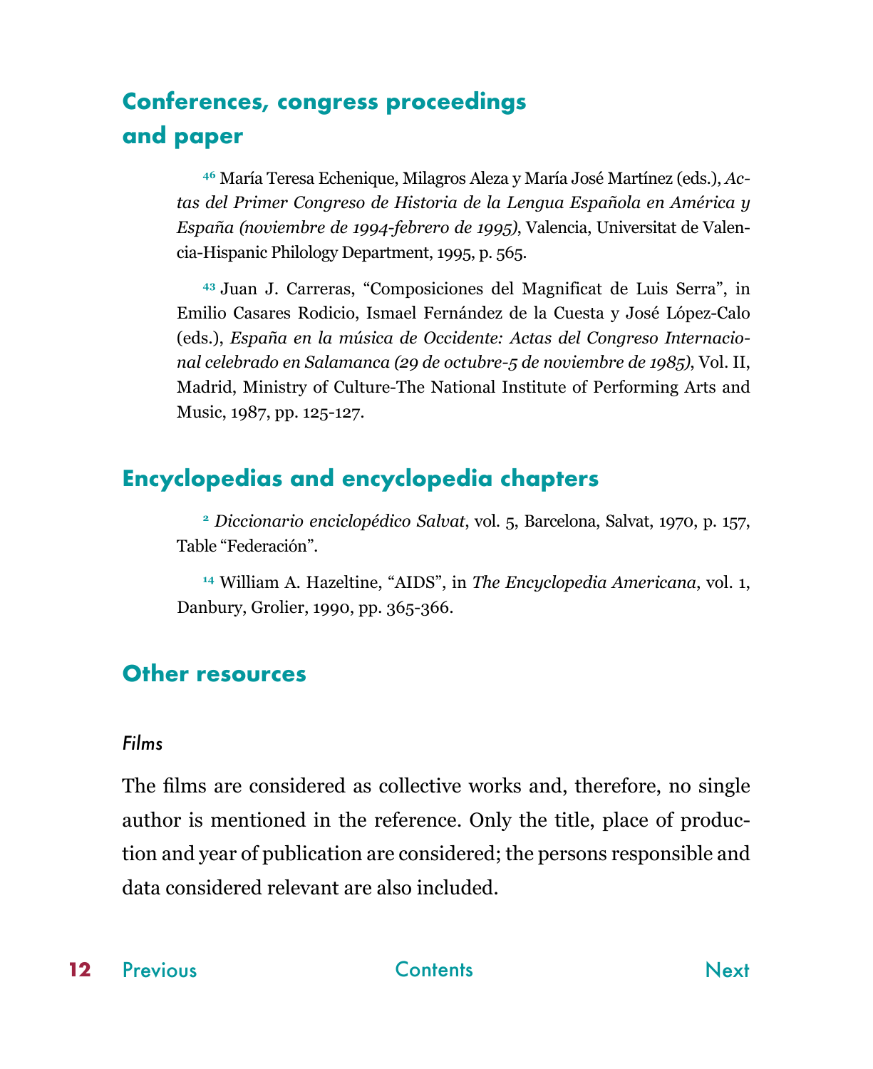## Conferences, congress proceedings and paper

[46] María Teresa Echenique, Milagros Aleza y María José Martínez (eds.), *Actas del Primer Congreso de Historia de la Lengua Española en América y España (noviembre de 1994-febrero de 1995)*, Valencia, Universitat de Valencia-Hispanic Philology Department, 1995, p. 565.

[43] Juan J. Carreras, "Composiciones del Magnificat de Luis Serra", in Emilio Casares Rodicio, Ismael Fernández de la Cuesta y José López-Calo (eds.), *España en la música de Occidente: Actas del Congreso Internacional celebrado en Salamanca (29 de octubre-5 de noviembre de 1985)*, Vol. II, Madrid, Ministry of Culture-The National Institute of Performing Arts and Music, 1987, pp. 125-127.

## Encyclopedias and encyclopedia chapters

[2] *Diccionario enciclopédico Salvat*, vol. 5, Barcelona, Salvat, 1970, p. 157, Table "Federación".

[14] William A. Hazeltine, "AIDS", in *The Encyclopedia Americana*, vol. 1, Danbury, Grolier, 1990, pp. 365-366.

## Other resources

### *Films*

The films are considered as collective works and, therefore, no single author is mentioned in the reference. Only the title, place of production and year of publication are considered; the persons responsible and data considered relevant are also included.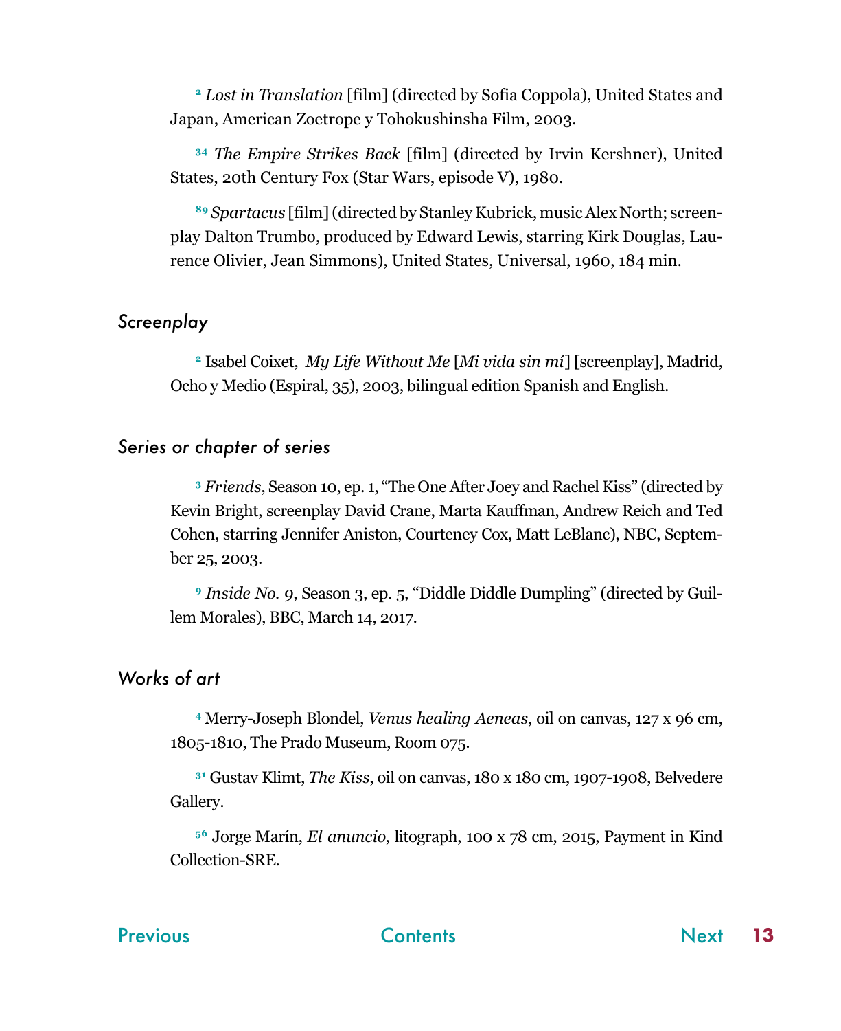[2] *Lost in Translation* [film] (directed by Sofia Coppola), United States and Japan, American Zoetrope y Tohokushinsha Film, 2003.

[34] *The Empire Strikes Back* [film] (directed by Irvin Kershner), United States, 20th Century Fox (Star Wars, episode V), 1980.

[89] *Spartacus* [film] (directed by Stanley Kubrick, music Alex North; screenplay Dalton Trumbo, produced by Edward Lewis, starring Kirk Douglas, Laurence Olivier, Jean Simmons), United States, Universal, 1960, 184 min.

### *Screenplay*

[2] Isabel Coixet, *My Life Without Me* [*Mi vida sin mí*] [screenplay], Madrid, Ocho y Medio (Espiral, 35), 2003, bilingual edition Spanish and English.

### *Series or chapter of series*

[3] *Friends*, Season 10, ep. 1, "The One After Joey and Rachel Kiss" (directed by Kevin Bright, screenplay David Crane, Marta Kauffman, Andrew Reich and Ted Cohen, starring Jennifer Aniston, Courteney Cox, Matt LeBlanc), NBC, September 25, 2003.

[9] *Inside No. 9*, Season 3, ep. 5, "Diddle Diddle Dumpling" (directed by Guillem Morales), BBC, March 14, 2017.

### *Works of art*

[4] Merry-Joseph Blondel, *Venus healing Aeneas*, oil on canvas, 127 x 96 cm, 1805-1810, The Prado Museum, Room 075.

[31] Gustav Klimt, *The Kiss*, oil on canvas, 180 x 180 cm, 1907-1908, Belvedere Gallery.

[56] Jorge Marín, *El anuncio*, litograph, 100 x 78 cm, 2015, Payment in Kind Collection-SRE.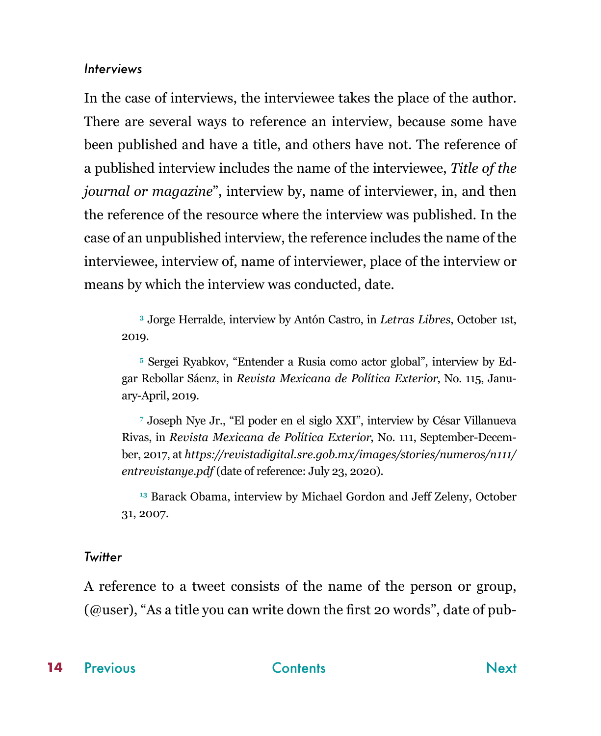### *Interviews*

In the case of interviews, the interviewee takes the place of the author. There are several ways to reference an interview, because some have been published and have a title, and others have not. The reference of a published interview includes the name of the interviewee, *Title of the journal or magazine*", interview by, name of interviewer, in, and then the reference of the resource where the interview was published. In the case of an unpublished interview, the reference includes the name of the interviewee, interview of, name of interviewer, place of the interview or means by which the interview was conducted, date.

> [3] Jorge Herralde, interview by Antón Castro, in *Letras Libres*, October 1st, 2019.
>
> [5] Sergei Ryabkov, "Entender a Rusia como actor global", interview by Edgar Rebollar Sáenz, in *Revista Mexicana de Política Exterior*, No. 115, January-April, 2019.
>
> [7] Joseph Nye Jr., "El poder en el siglo XXI", interview by César Villanueva Rivas, in *Revista Mexicana de Política Exterior*, No. 111, September-December, 2017, at ***https://revistadigital.sre.gob.mx/images/stories/numeros/n111/entrevistanye.pdf*** (date of reference: July 23, 2020).
>
> [13] Barack Obama, interview by Michael Gordon and Jeff Zeleny, October 31, 2007.

### *Twitter*

A reference to a tweet consists of the name of the person or group, (@user), "As a title you can write down the first 20 words", date of pub-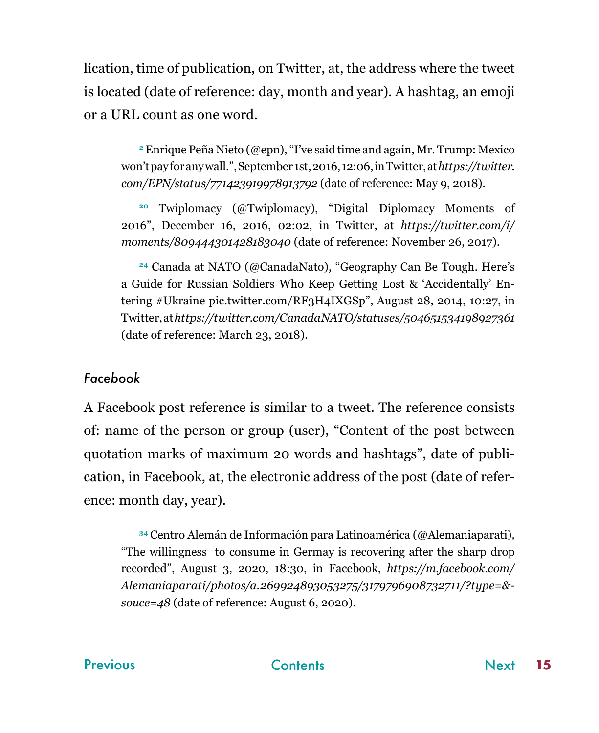lication, time of publication, on Twitter, at, the address where the tweet is located (date of reference: day, month and year). A hashtag, an emoji or a URL count as one word.

> [2] Enrique Peña Nieto (@epn), "I've said time and again, Mr. Trump: Mexico won't pay for any wall.", September 1st, 2016, 12:06, in Twitter, at *https://twitter.com/EPN/status/771423919978913792* (date of reference: May 9, 2018).

> [20] Twiplomacy (@Twiplomacy), "Digital Diplomacy Moments of 2016", December 16, 2016, 02:02, in Twitter, at *https://twitter.com/i/moments/809444301428183040* (date of reference: November 26, 2017).

> [24] Canada at NATO (@CanadaNato), "Geography Can Be Tough. Here's a Guide for Russian Soldiers Who Keep Getting Lost & 'Accidentally' Entering #Ukraine pic.twitter.com/RF3H4IXGSp", August 28, 2014, 10:27, in Twitter, at *https://twitter.com/CanadaNATO/statuses/504651534198927361* (date of reference: March 23, 2018).

### *Facebook*

A Facebook post reference is similar to a tweet. The reference consists of: name of the person or group (user), "Content of the post between quotation marks of maximum 20 words and hashtags", date of publication, in Facebook, at, the electronic address of the post (date of reference: month day, year).

> [34] Centro Alemán de Información para Latinoamérica (@Alemaniaparati), "The willingness to consume in Germay is recovering after the sharp drop recorded", August 3, 2020, 18:30, in Facebook, *https://m.facebook.com/Alemaniaparati/photos/a.269924893053275/3179796908732711/?type=&souce=48* (date of reference: August 6, 2020).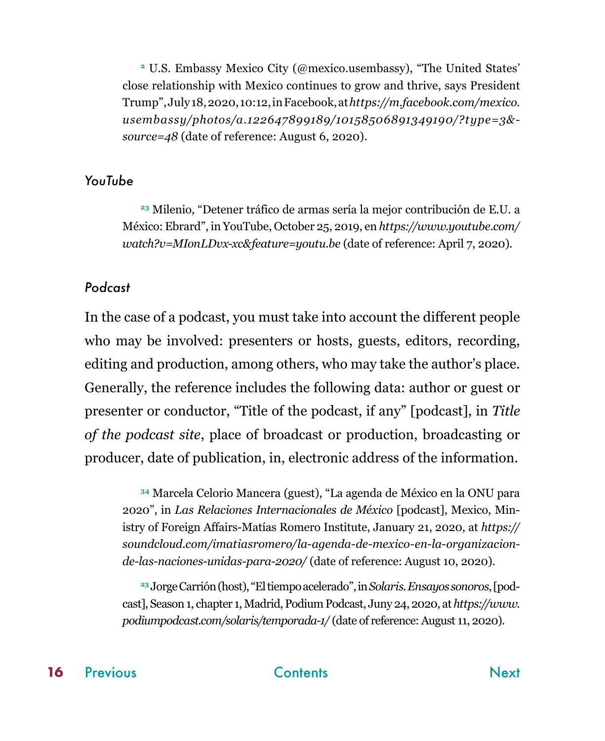[2] U.S. Embassy Mexico City (@mexico.usembassy), "The United States' close relationship with Mexico continues to grow and thrive, says President Trump", July 18, 2020, 10:12, in Facebook, at *https://m.facebook.com/mexico.usembassy/photos/a.122647899189/10158506891349190/?type=3&source=48* (date of reference: August 6, 2020).

### *YouTube*

[23] Milenio, "Detener tráfico de armas sería la mejor contribución de E.U. a México: Ebrard", in YouTube, October 25, 2019, en *https://www.youtube.com/watch?v=MIonLDvx-xc&feature=youtu.be* (date of reference: April 7, 2020).

### *Podcast*

In the case of a podcast, you must take into account the different people who may be involved: presenters or hosts, guests, editors, recording, editing and production, among others, who may take the author's place. Generally, the reference includes the following data: author or guest or presenter or conductor, "Title of the podcast, if any" [podcast], in *Title of the podcast site*, place of broadcast or production, broadcasting or producer, date of publication, in, electronic address of the information.

[34] Marcela Celorio Mancera (guest), "La agenda de México en la ONU para 2020", in *Las Relaciones Internacionales de México* [podcast], Mexico, Ministry of Foreign Affairs-Matías Romero Institute, January 21, 2020, at *https://soundcloud.com/imatiasromero/la-agenda-de-mexico-en-la-organizacion-de-las-naciones-unidas-para-2020/* (date of reference: August 10, 2020).

[23] Jorge Carrión (host), "El tiempo acelerado", in *Solaris. Ensayos sonoros*, [podcast], Season 1, chapter 1, Madrid, Podium Podcast, Juny 24, 2020, at *https://www.podiumpodcast.com/solaris/temporada-1/* (date of reference: August 11, 2020).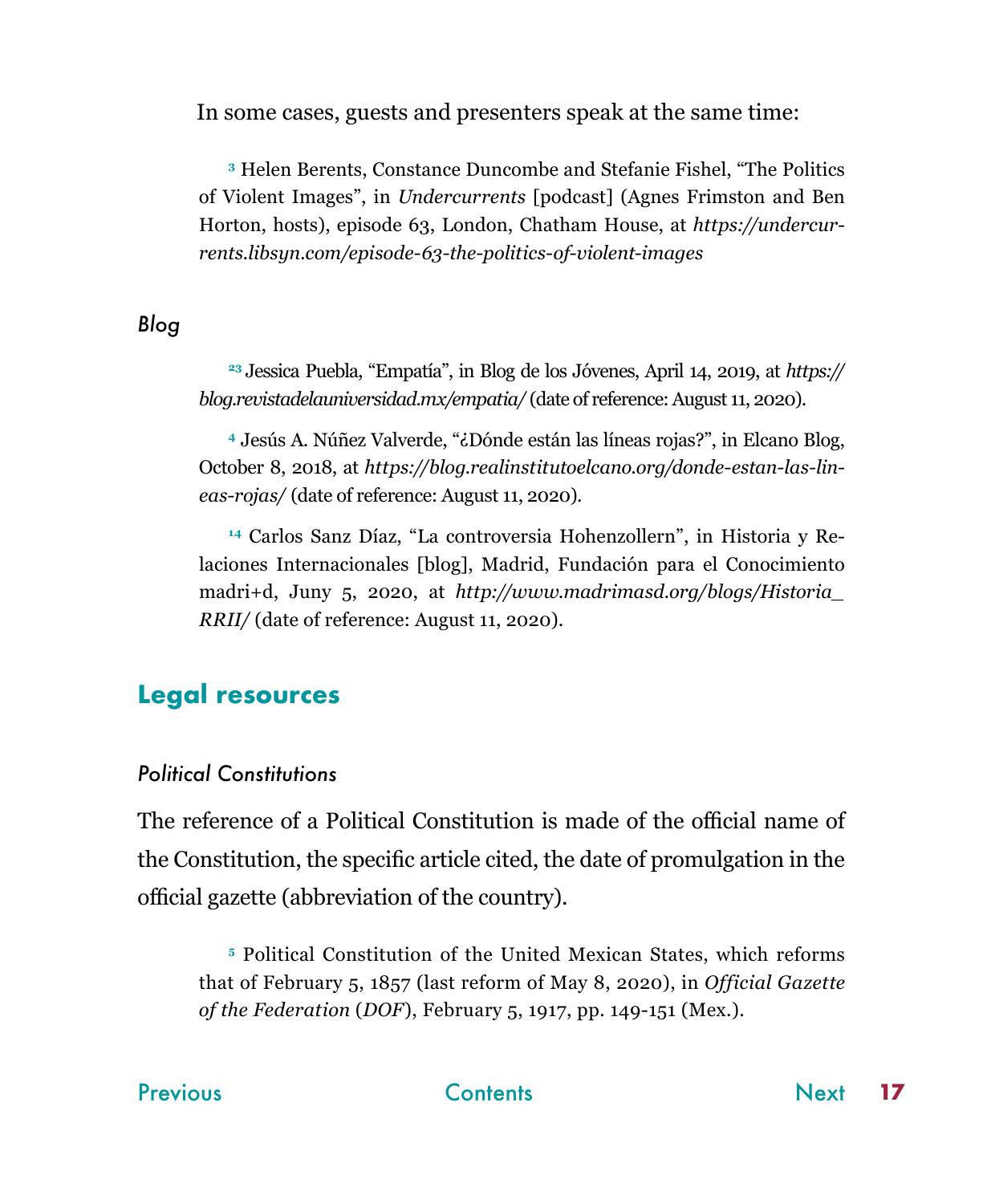In some cases, guests and presenters speak at the same time:

> [3] Helen Berents, Constance Duncombe and Stefanie Fishel, "The Politics of Violent Images", in *Undercurrents* [podcast] (Agnes Frimston and Ben Horton, hosts), episode 63, London, Chatham House, at *https://undercurrents.libsyn.com/episode-63-the-politics-of-violent-images*

### *Blog*

> [23] Jessica Puebla, "Empatía", in Blog de los Jóvenes, April 14, 2019, at *https://blog.revistadelauniversidad.mx/empatia/* (date of reference: August 11, 2020).

> [4] Jesús A. Núñez Valverde, "¿Dónde están las líneas rojas?", in Elcano Blog, October 8, 2018, at *https://blog.realinstitutoelcano.org/donde-estan-las-lineas-rojas/* (date of reference: August 11, 2020).

> [14] Carlos Sanz Díaz, "La controversia Hohenzollern", in Historia y Relaciones Internacionales [blog], Madrid, Fundación para el Conocimiento madri+d, Juny 5, 2020, at *http://www.madrimasd.org/blogs/Historia_RRII/* (date of reference: August 11, 2020).

## Legal resources

### *Political Constitutions*

The reference of a Political Constitution is made of the official name of the Constitution, the specific article cited, the date of promulgation in the official gazette (abbreviation of the country).

> [5] Political Constitution of the United Mexican States, which reforms that of February 5, 1857 (last reform of May 8, 2020), in *Official Gazette of the Federation* (*DOF*), February 5, 1917, pp. 149-151 (Mex.).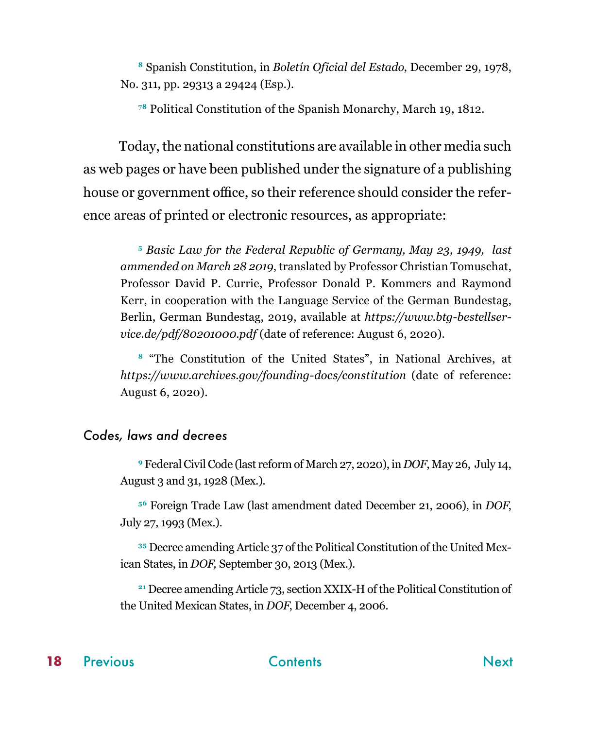[8] Spanish Constitution, in *Boletín Oficial del Estado*, December 29, 1978, No. 311, pp. 29313 a 29424 (Esp.).

[78] Political Constitution of the Spanish Monarchy, March 19, 1812.

Today, the national constitutions are available in other media such as web pages or have been published under the signature of a publishing house or government office, so their reference should consider the reference areas of printed or electronic resources, as appropriate:

[5] *Basic Law for the Federal Republic of Germany, May 23, 1949, last ammended on March 28 2019*, translated by Professor Christian Tomuschat, Professor David P. Currie, Professor Donald P. Kommers and Raymond Kerr, in cooperation with the Language Service of the German Bundestag, Berlin, German Bundestag, 2019, available at *https://www.btg-bestellservice.de/pdf/80201000.pdf* (date of reference: August 6, 2020).

[8] "The Constitution of the United States", in National Archives, at *https://www.archives.gov/founding-docs/constitution* (date of reference: August 6, 2020).

### *Codes, laws and decrees*

[9] Federal Civil Code (last reform of March 27, 2020), in *DOF*, May 26, July 14, August 3 and 31, 1928 (Mex.).

[56] Foreign Trade Law (last amendment dated December 21, 2006), in *DOF*, July 27, 1993 (Mex.).

[35] Decree amending Article 37 of the Political Constitution of the United Mexican States, in *DOF,* September 30, 2013 (Mex.).

[21] Decree amending Article 73, section XXIX-H of the Political Constitution of the United Mexican States, in *DOF*, December 4, 2006.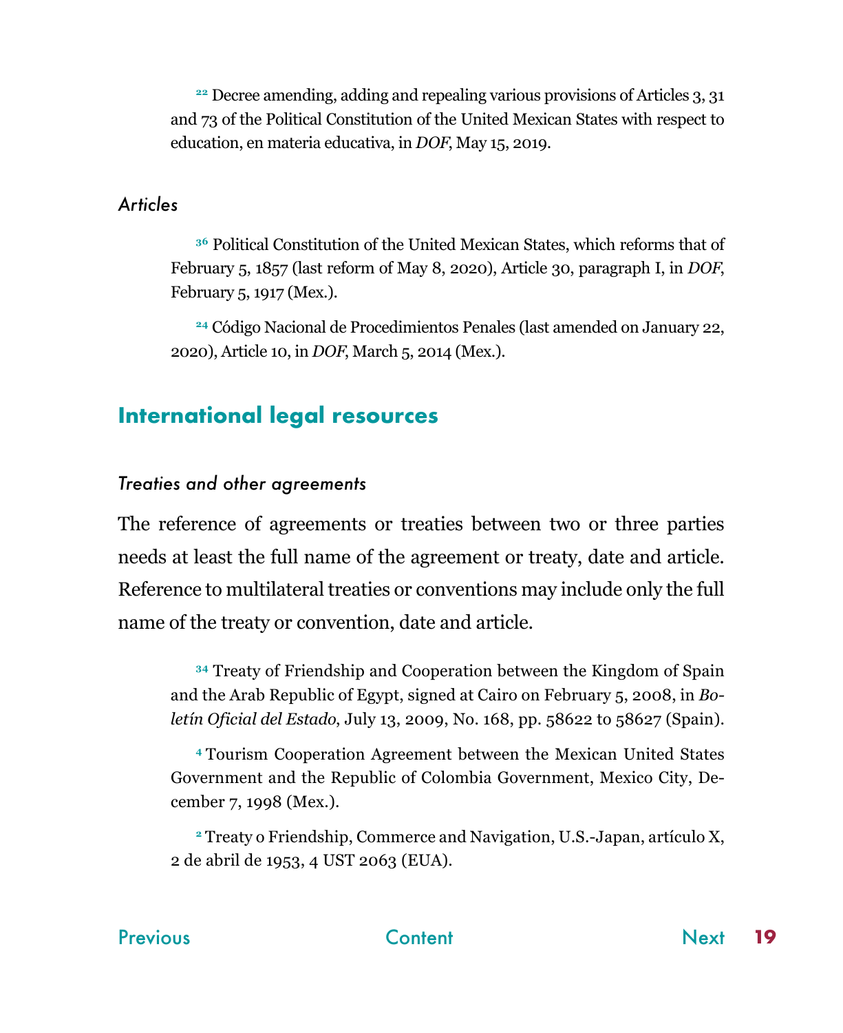[22] Decree amending, adding and repealing various provisions of Articles 3, 31 and 73 of the Political Constitution of the United Mexican States with respect to education, en materia educativa, in *DOF*, May 15, 2019.

### *Articles*

[36] Political Constitution of the United Mexican States, which reforms that of February 5, 1857 (last reform of May 8, 2020), Article 30, paragraph I, in *DOF*, February 5, 1917 (Mex.).

[24] Código Nacional de Procedimientos Penales (last amended on January 22, 2020), Article 10, in *DOF*, March 5, 2014 (Mex.).

## International legal resources

### *Treaties and other agreements*

The reference of agreements or treaties between two or three parties needs at least the full name of the agreement or treaty, date and article. Reference to multilateral treaties or conventions may include only the full name of the treaty or convention, date and article.

[34] Treaty of Friendship and Cooperation between the Kingdom of Spain and the Arab Republic of Egypt, signed at Cairo on February 5, 2008, in *Boletín Oficial del Estado*, July 13, 2009, No. 168, pp. 58622 to 58627 (Spain).

[4] Tourism Cooperation Agreement between the Mexican United States Government and the Republic of Colombia Government, Mexico City, December 7, 1998 (Mex.).

[2] Treaty o Friendship, Commerce and Navigation, U.S.-Japan, artículo X, 2 de abril de 1953, 4 UST 2063 (EUA).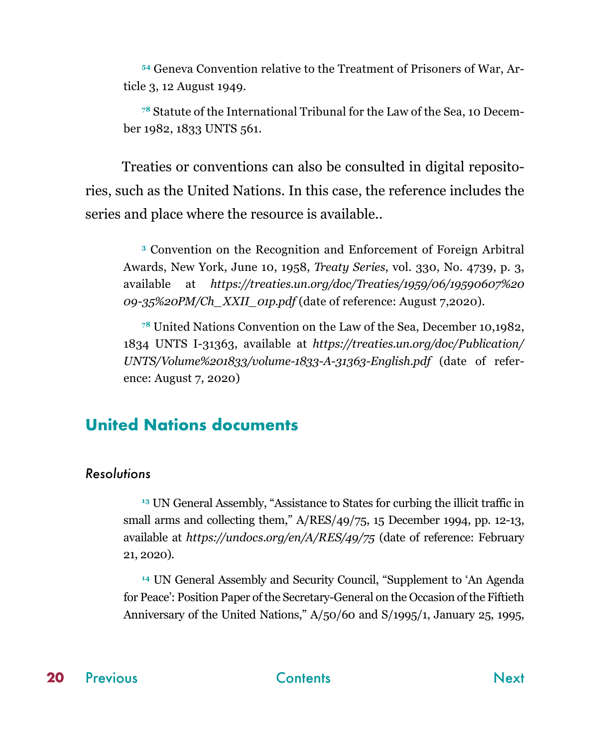[54] Geneva Convention relative to the Treatment of Prisoners of War, Article 3, 12 August 1949.

[78] Statute of the International Tribunal for the Law of the Sea, 10 December 1982, 1833 UNTS 561.

Treaties or conventions can also be consulted in digital repositories, such as the United Nations. In this case, the reference includes the series and place where the resource is available..

[3] Convention on the Recognition and Enforcement of Foreign Arbitral Awards, New York, June 10, 1958, *Treaty Series*, vol. 330, No. 4739, p. 3, available at *https://treaties.un.org/doc/Treaties/1959/06/19590607%2009-35%20PM/Ch_XXII_01p.pdf* (date of reference: August 7,2020).

[78] United Nations Convention on the Law of the Sea, December 10,1982, 1834 UNTS I-31363, available at *https://treaties.un.org/doc/Publication/UNTS/Volume%201833/volume-1833-A-31363-English.pdf* (date of reference: August 7, 2020)

## United Nations documents

### *Resolutions*

[13] UN General Assembly, "Assistance to States for curbing the illicit traffic in small arms and collecting them," A/RES/49/75, 15 December 1994, pp. 12-13, available at *https://undocs.org/en/A/RES/49/75* (date of reference: February 21, 2020).

[14] UN General Assembly and Security Council, "Supplement to 'An Agenda for Peace': Position Paper of the Secretary-General on the Occasion of the Fiftieth Anniversary of the United Nations," A/50/60 and S/1995/1, January 25, 1995,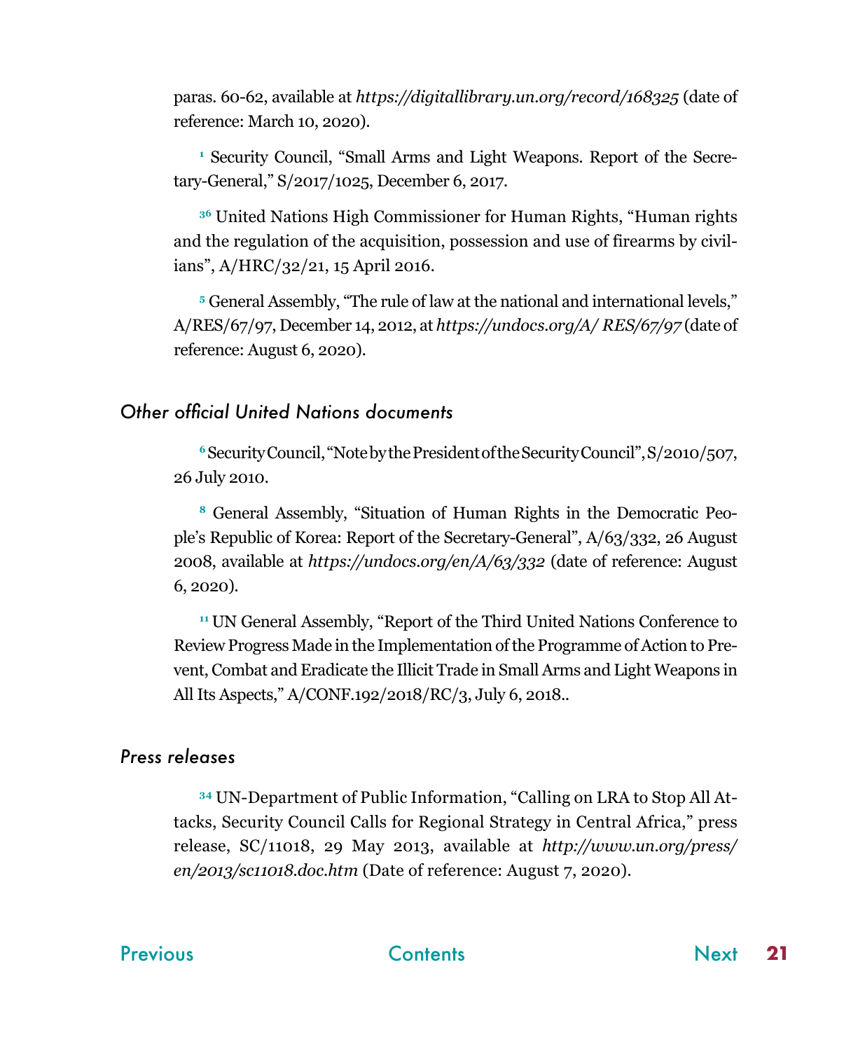paras. 60-62, available at *https://digitallibrary.un.org/record/168325* (date of reference: March 10, 2020).

[1] Security Council, "Small Arms and Light Weapons. Report of the Secretary-General," S/2017/1025, December 6, 2017.

[36] United Nations High Commissioner for Human Rights, "Human rights and the regulation of the acquisition, possession and use of firearms by civilians", A/HRC/32/21, 15 April 2016.

[5] General Assembly, "The rule of law at the national and international levels," A/RES/67/97, December 14, 2012, at *https://undocs.org/A/ RES/67/97* (date of reference: August 6, 2020).

### *Other official United Nations documents*

[6] Security Council, "Note by the President of the Security Council", S/2010/507, 26 July 2010.

[8] General Assembly, "Situation of Human Rights in the Democratic People's Republic of Korea: Report of the Secretary-General", A/63/332, 26 August 2008, available at *https://undocs.org/en/A/63/332* (date of reference: August 6, 2020).

[11] UN General Assembly, "Report of the Third United Nations Conference to Review Progress Made in the Implementation of the Programme of Action to Prevent, Combat and Eradicate the Illicit Trade in Small Arms and Light Weapons in All Its Aspects," A/CONF.192/2018/RC/3, July 6, 2018..

### *Press releases*

[34] UN-Department of Public Information, "Calling on LRA to Stop All Attacks, Security Council Calls for Regional Strategy in Central Africa," press release, SC/11018, 29 May 2013, available at *http://www.un.org/press/en/2013/sc11018.doc.htm* (Date of reference: August 7, 2020).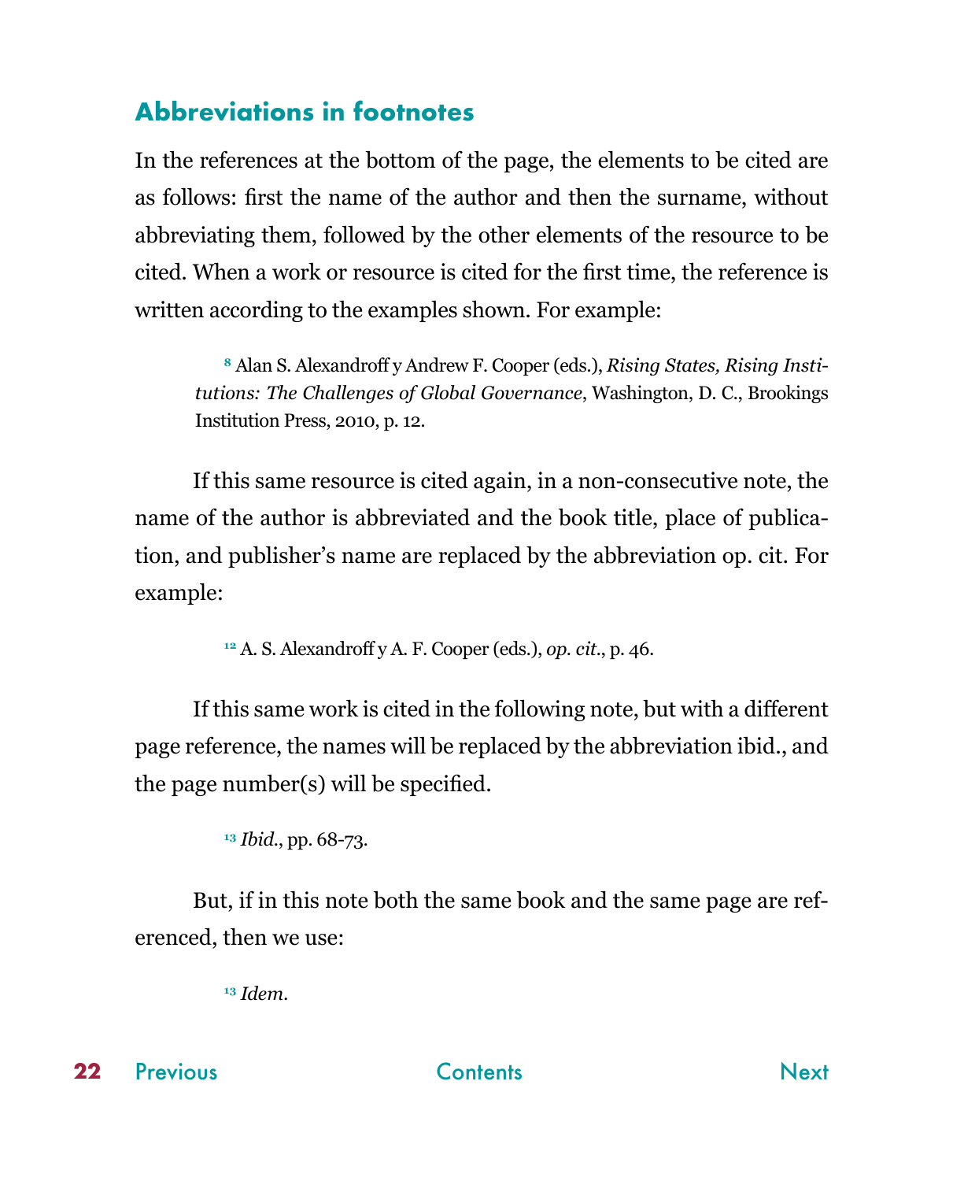## Abbreviations in footnotes

In the references at the bottom of the page, the elements to be cited are as follows: first the name of the author and then the surname, without abbreviating them, followed by the other elements of the resource to be cited. When a work or resource is cited for the first time, the reference is written according to the examples shown. For example:

> [8] Alan S. Alexandroff y Andrew F. Cooper (eds.), *Rising States, Rising Institutions: The Challenges of Global Governance*, Washington, D. C., Brookings Institution Press, 2010, p. 12.

If this same resource is cited again, in a non-consecutive note, the name of the author is abbreviated and the book title, place of publication, and publisher's name are replaced by the abbreviation op. cit. For example:

> [12] A. S. Alexandroff y A. F. Cooper (eds.), *op. cit.*, p. 46.

If this same work is cited in the following note, but with a different page reference, the names will be replaced by the abbreviation ibid., and the page number(s) will be specified.

> [13] *Ibid.*, pp. 68-73.

But, if in this note both the same book and the same page are referenced, then we use:

> [13] *Idem*.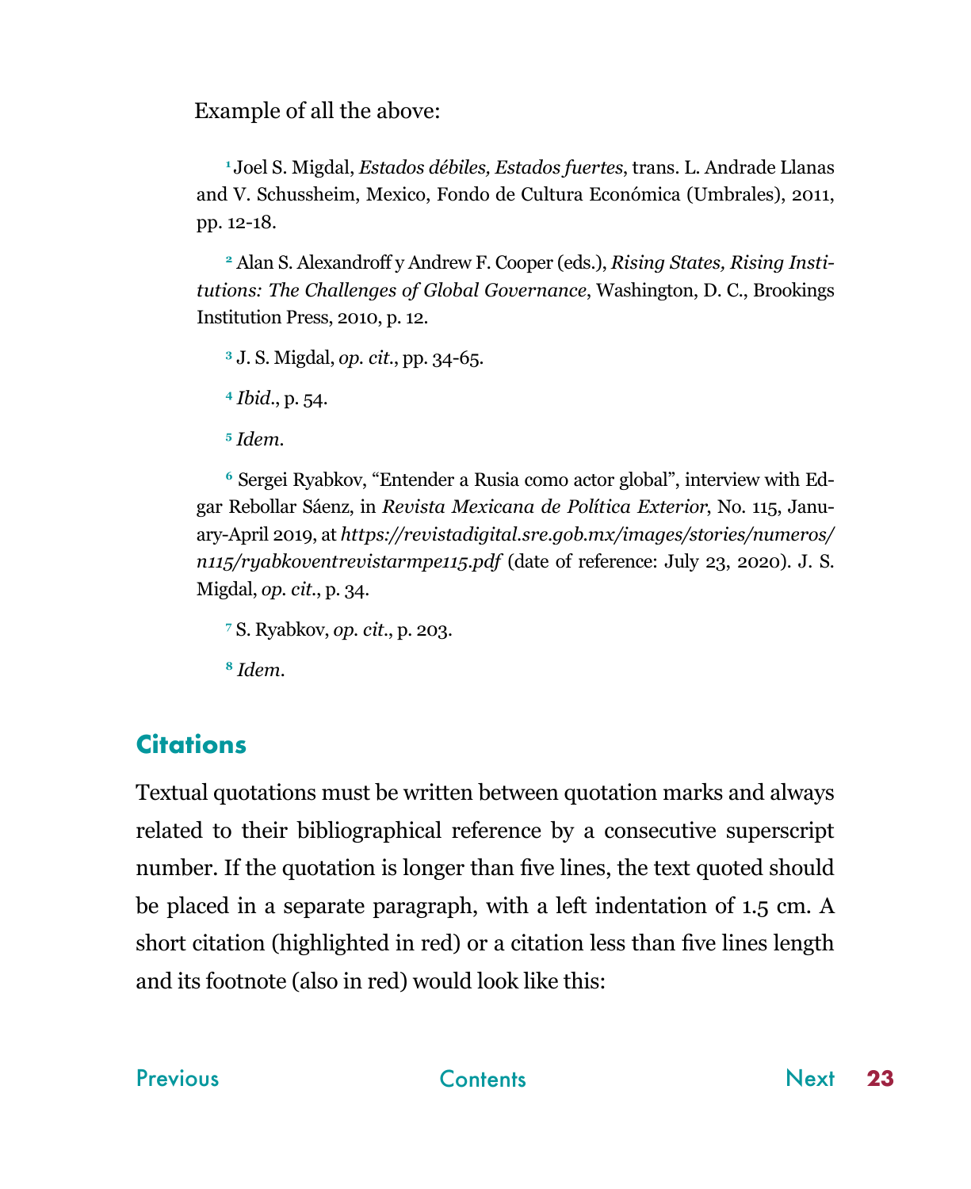Example of all the above:

[1] Joel S. Migdal, *Estados débiles, Estados fuertes*, trans. L. Andrade Llanas and V. Schussheim, Mexico, Fondo de Cultura Económica (Umbrales), 2011, pp. 12-18.

[2] Alan S. Alexandroff y Andrew F. Cooper (eds.), *Rising States, Rising Institutions: The Challenges of Global Governance*, Washington, D. C., Brookings Institution Press, 2010, p. 12.

[3] J. S. Migdal, *op. cit.*, pp. 34-65.

[4] *Ibid.*, p. 54.

[5] *Idem.*

[6] Sergei Ryabkov, "Entender a Rusia como actor global", interview with Edgar Rebollar Sáenz, in *Revista Mexicana de Política Exterior*, No. 115, January-April 2019, at *https://revistadigital.sre.gob.mx/images/stories/numeros/n115/ryabkoventrevistarmpe115.pdf* (date of reference: July 23, 2020). J. S. Migdal, *op. cit.*, p. 34.

[7] S. Ryabkov, *op. cit.*, p. 203.

[8] *Idem.*

## Citations

Textual quotations must be written between quotation marks and always related to their bibliographical reference by a consecutive superscript number. If the quotation is longer than five lines, the text quoted should be placed in a separate paragraph, with a left indentation of 1.5 cm. A short citation (highlighted in red) or a citation less than five lines length and its footnote (also in red) would look like this: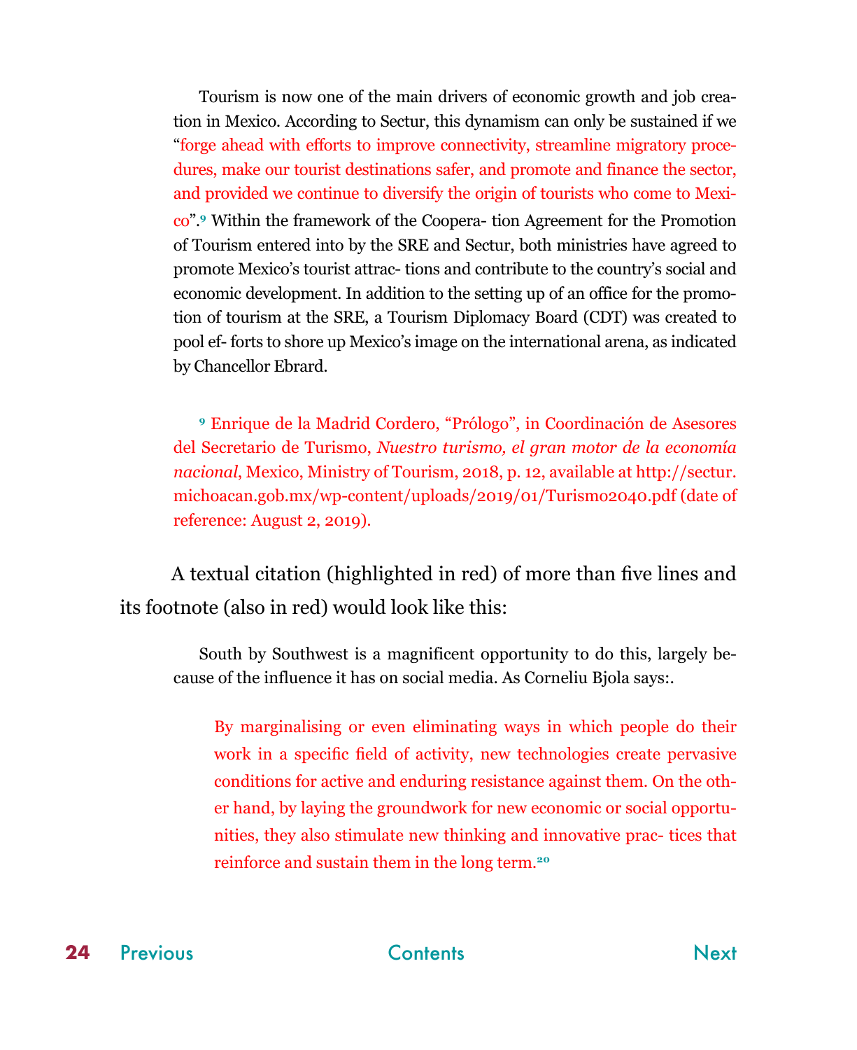Tourism is now one of the main drivers of economic growth and job creation in Mexico. According to Sectur, this dynamism can only be sustained if we "forge ahead with efforts to improve connectivity, streamline migratory procedures, make our tourist destinations safer, and promote and finance the sector, and provided we continue to diversify the origin of tourists who come to Mexico".[9] Within the framework of the Coopera- tion Agreement for the Promotion of Tourism entered into by the SRE and Sectur, both ministries have agreed to promote Mexico's tourist attrac- tions and contribute to the country's social and economic development. In addition to the setting up of an office for the promotion of tourism at the SRE, a Tourism Diplomacy Board (CDT) was created to pool ef- forts to shore up Mexico's image on the international arena, as indicated by Chancellor Ebrard.

[9] Enrique de la Madrid Cordero, "Prólogo", in Coordinación de Asesores del Secretario de Turismo, *Nuestro turismo, el gran motor de la economía nacional*, Mexico, Ministry of Tourism, 2018, p. 12, available at http://sectur.michoacan.gob.mx/wp-content/uploads/2019/01/Turismo2040.pdf (date of reference: August 2, 2019).

A textual citation (highlighted in red) of more than five lines and its footnote (also in red) would look like this:

South by Southwest is a magnificent opportunity to do this, largely because of the influence it has on social media. As Corneliu Bjola says:.

> By marginalising or even eliminating ways in which people do their work in a specific field of activity, new technologies create pervasive conditions for active and enduring resistance against them. On the other hand, by laying the groundwork for new economic or social opportunities, they also stimulate new thinking and innovative prac- tices that reinforce and sustain them in the long term.[20]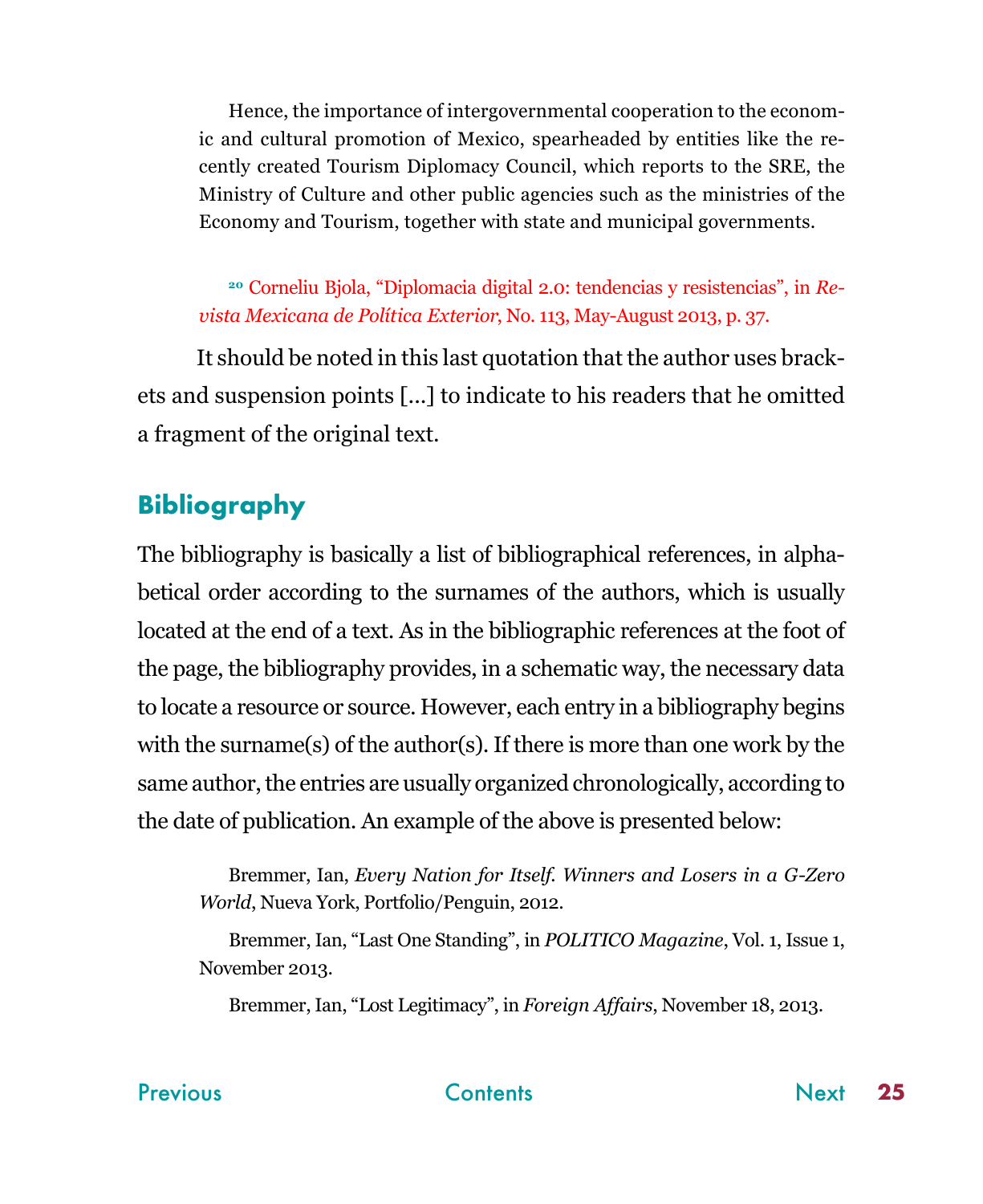> Hence, the importance of intergovernmental cooperation to the economic and cultural promotion of Mexico, spearheaded by entities like the recently created Tourism Diplomacy Council, which reports to the SRE, the Ministry of Culture and other public agencies such as the ministries of the Economy and Tourism, together with state and municipal governments.

[20] Corneliu Bjola, "Diplomacia digital 2.0: tendencias y resistencias", in *Revista Mexicana de Política Exterior*, No. 113, May-August 2013, p. 37.

It should be noted in this last quotation that the author uses brackets and suspension points [...] to indicate to his readers that he omitted a fragment of the original text.

## Bibliography

The bibliography is basically a list of bibliographical references, in alphabetical order according to the surnames of the authors, which is usually located at the end of a text. As in the bibliographic references at the foot of the page, the bibliography provides, in a schematic way, the necessary data to locate a resource or source. However, each entry in a bibliography begins with the surname(s) of the author(s). If there is more than one work by the same author, the entries are usually organized chronologically, according to the date of publication. An example of the above is presented below:

> Bremmer, Ian, *Every Nation for Itself. Winners and Losers in a G-Zero World*, Nueva York, Portfolio/Penguin, 2012.
>
> Bremmer, Ian, "Last One Standing", in *POLITICO Magazine*, Vol. 1, Issue 1, November 2013.
>
> Bremmer, Ian, "Lost Legitimacy", in *Foreign Affairs*, November 18, 2013.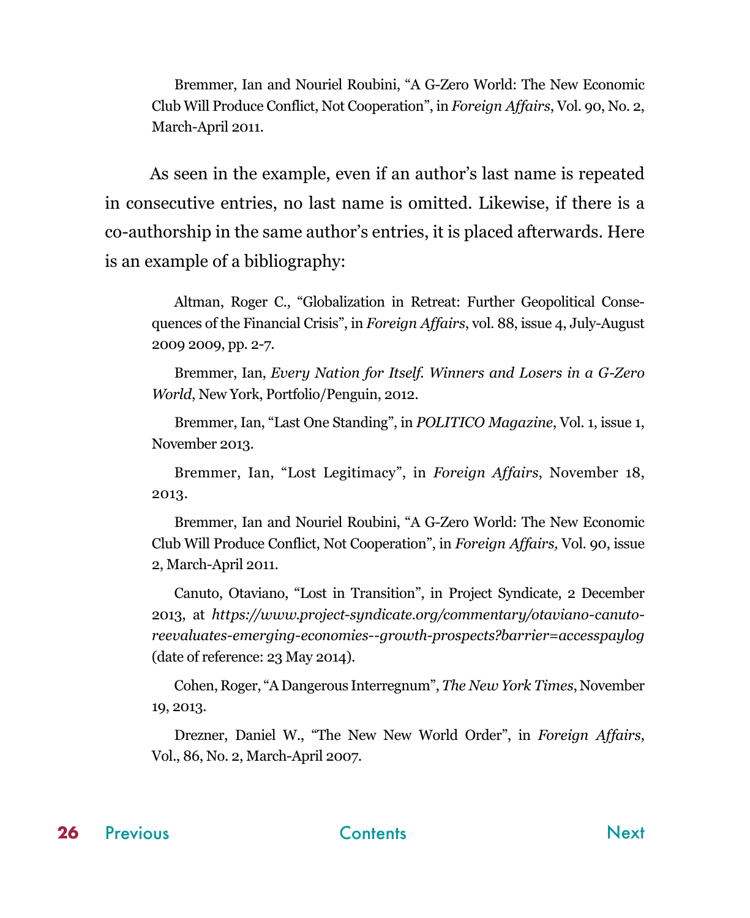Bremmer, Ian and Nouriel Roubini, "A G-Zero World: The New Economic Club Will Produce Conflict, Not Cooperation", in *Foreign Affairs*, Vol. 90, No. 2, March-April 2011.

As seen in the example, even if an author's last name is repeated in consecutive entries, no last name is omitted. Likewise, if there is a co-authorship in the same author's entries, it is placed afterwards. Here is an example of a bibliography:

Altman, Roger C., "Globalization in Retreat: Further Geopolitical Consequences of the Financial Crisis", in *Foreign Affairs*, vol. 88, issue 4, July-August 2009 2009, pp. 2-7.

Bremmer, Ian, *Every Nation for Itself. Winners and Losers in a G-Zero World*, New York, Portfolio/Penguin, 2012.

Bremmer, Ian, "Last One Standing", in *POLITICO Magazine*, Vol. 1, issue 1, November 2013.

Bremmer, Ian, "Lost Legitimacy", in *Foreign Affairs*, November 18, 2013.

Bremmer, Ian and Nouriel Roubini, "A G-Zero World: The New Economic Club Will Produce Conflict, Not Cooperation", in *Foreign Affairs,* Vol. 90, issue 2, March-April 2011.

Canuto, Otaviano, "Lost in Transition", in Project Syndicate, 2 December 2013, at *https://www.project-syndicate.org/commentary/otaviano-canuto-reevaluates-emerging-economies--growth-prospects?barrier=accesspaylog* (date of reference: 23 May 2014).

Cohen, Roger, "A Dangerous Interregnum", *The New York Times*, November 19, 2013.

Drezner, Daniel W., "The New New World Order", in *Foreign Affairs*, Vol., 86, No. 2, March-April 2007.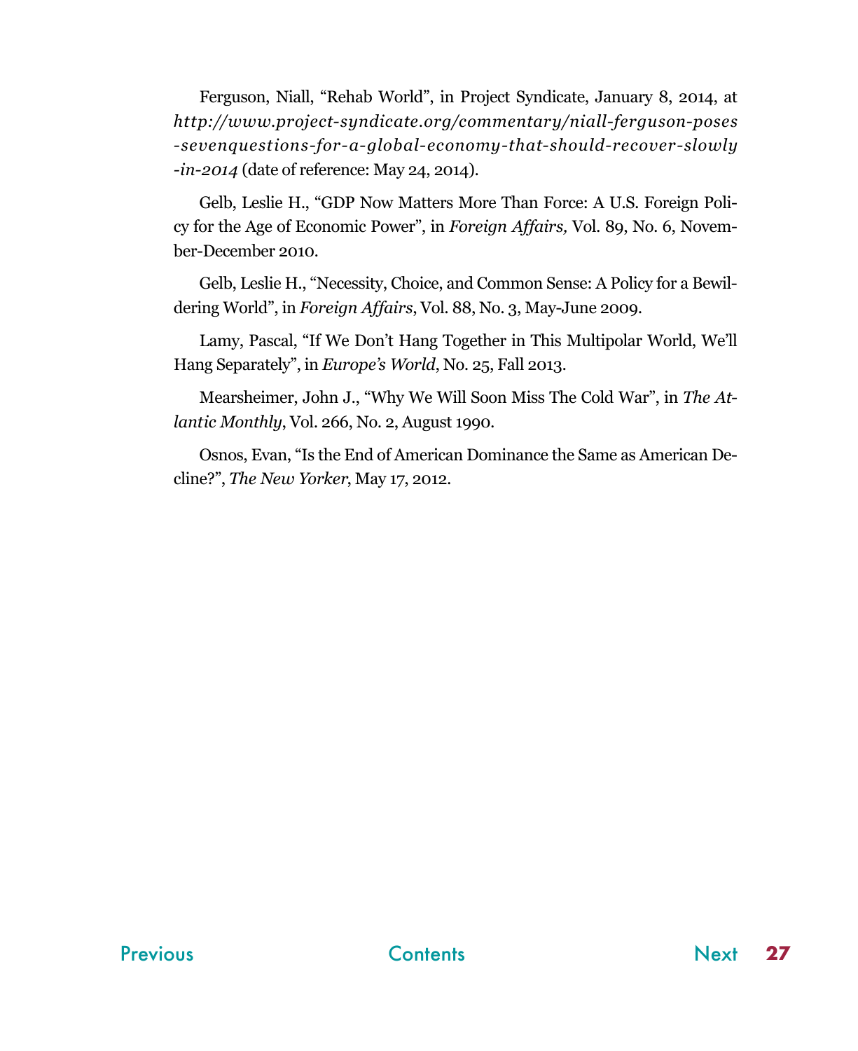Ferguson, Niall, “Rehab World”, in Project Syndicate, January 8, 2014, at *http://www.project-syndicate.org/commentary/niall-ferguson-poses-sevenquestions-for-a-global-economy-that-should-recover-slowly-in-2014* (date of reference: May 24, 2014).

Gelb, Leslie H., “GDP Now Matters More Than Force: A U.S. Foreign Policy for the Age of Economic Power”, in *Foreign Affairs,* Vol. 89, No. 6, November-December 2010.

Gelb, Leslie H., “Necessity, Choice, and Common Sense: A Policy for a Bewildering World”, in *Foreign Affairs*, Vol. 88, No. 3, May-June 2009.

Lamy, Pascal, “If We Don’t Hang Together in This Multipolar World, We’ll Hang Separately”, in *Europe’s World*, No. 25, Fall 2013.

Mearsheimer, John J., “Why We Will Soon Miss The Cold War”, in *The Atlantic Monthly*, Vol. 266, No. 2, August 1990.

Osnos, Evan, “Is the End of American Dominance the Same as American Decline?”, *The New Yorker*, May 17, 2012.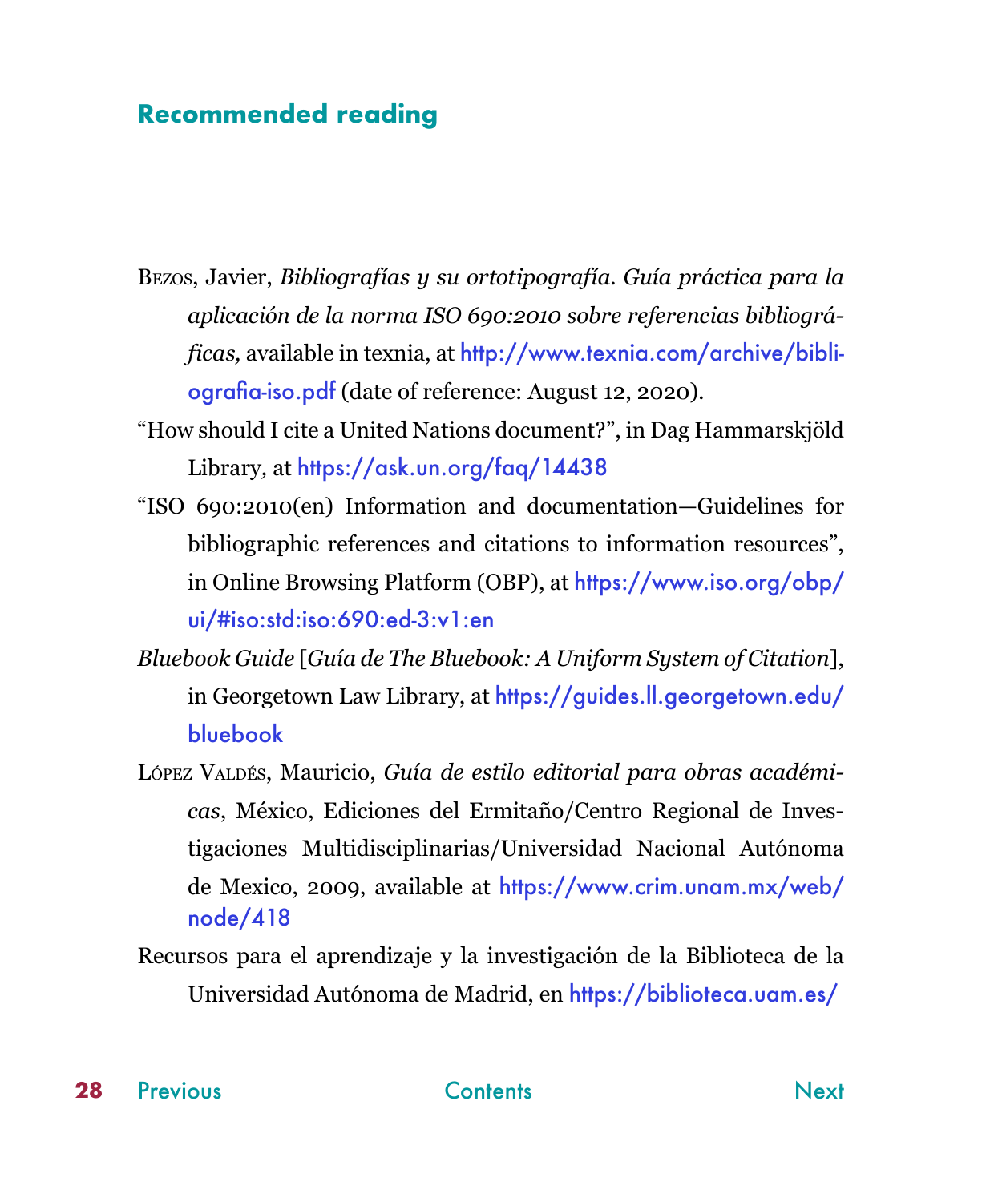## Recommended reading

Bezos, Javier, *Bibliografías y su ortotipografía. Guía práctica para la aplicación de la norma ISO 690:2010 sobre referencias bibliográficas,* available in texnia, at http://www.texnia.com/archive/bibliografia-iso.pdf (date of reference: August 12, 2020).

"How should I cite a United Nations document?", in Dag Hammarskjöld Library, at https://ask.un.org/faq/14438

"ISO 690:2010(en) Information and documentation—Guidelines for bibliographic references and citations to information resources", in Online Browsing Platform (OBP), at https://www.iso.org/obp/ui/#iso:std:iso:690:ed-3:v1:en

*Bluebook Guide* [*Guía de The Bluebook: A Uniform System of Citation*], in Georgetown Law Library, at https://guides.ll.georgetown.edu/bluebook

López Valdés, Mauricio, *Guía de estilo editorial para obras académicas*, México, Ediciones del Ermitaño/Centro Regional de Investigaciones Multidisciplinarias/Universidad Nacional Autónoma de Mexico, 2009, available at https://www.crim.unam.mx/web/node/418

Recursos para el aprendizaje y la investigación de la Biblioteca de la Universidad Autónoma de Madrid, en https://biblioteca.uam.es/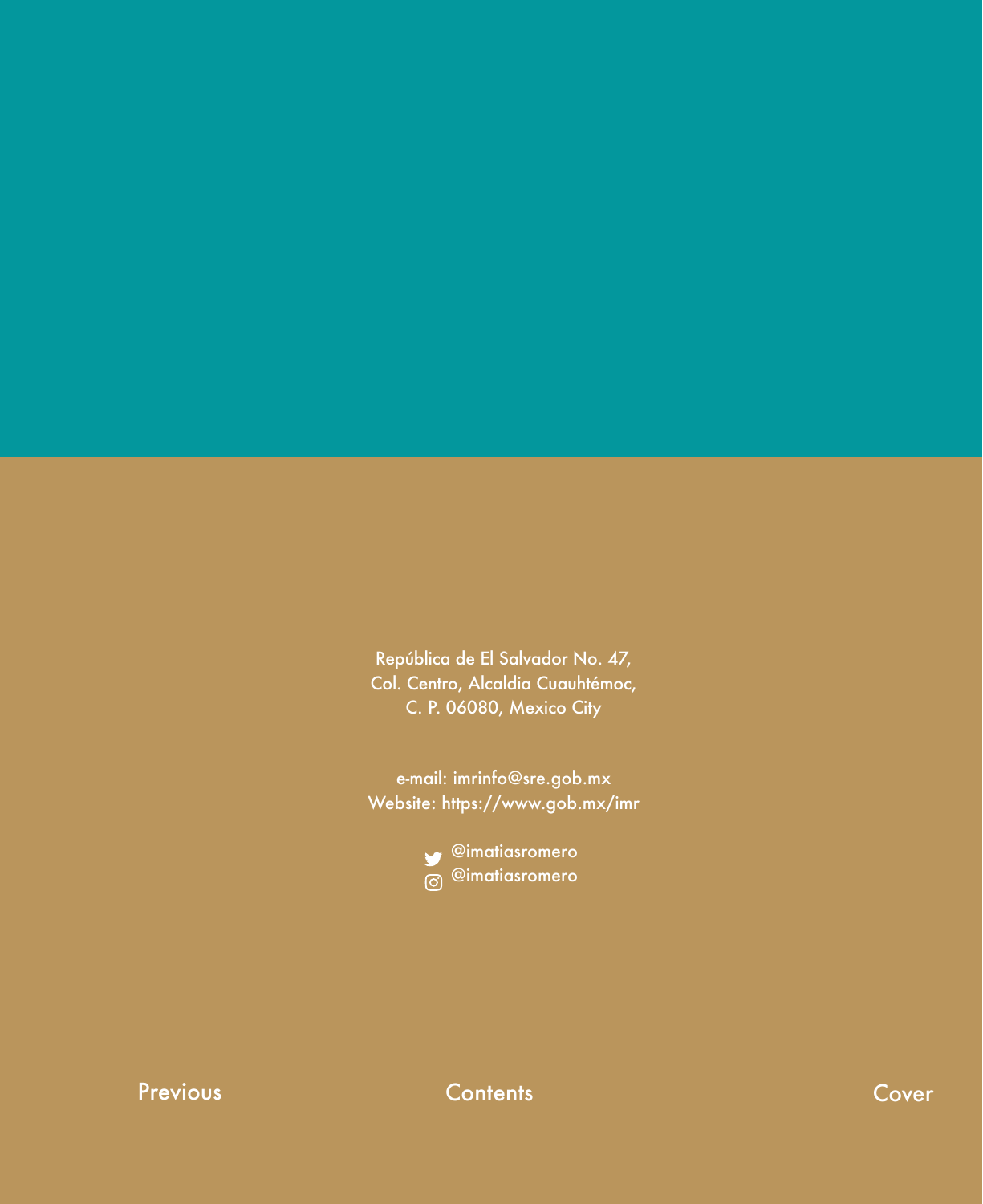República de El Salvador No. 47,
Col. Centro, Alcaldia Cuauhtémoc,
C. P. 06080, Mexico City

e-mail: imrinfo@sre.gob.mx
Website: https://www.gob.mx/imr

@imatiasromero
@imatiasromero

Previous Contents Cover